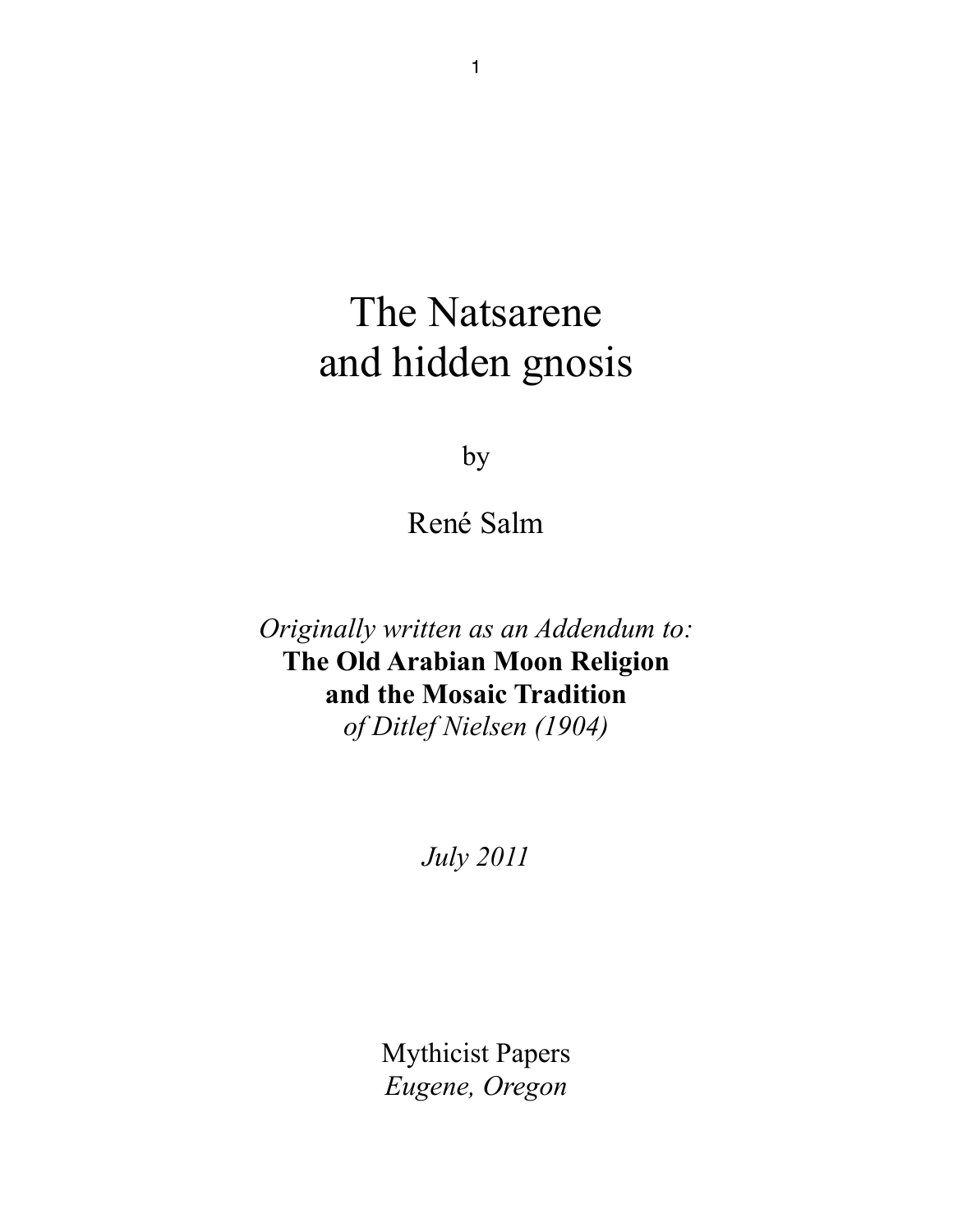# The Natsarene and hidden gnosis

by

René Salm

*Originally written as an Addendum to:*
**The Old Arabian Moon Religion and the Mosaic Tradition**
*of Ditlef Nielsen (1904)*

*July 2011*

Mythicist Papers
*Eugene, Oregon*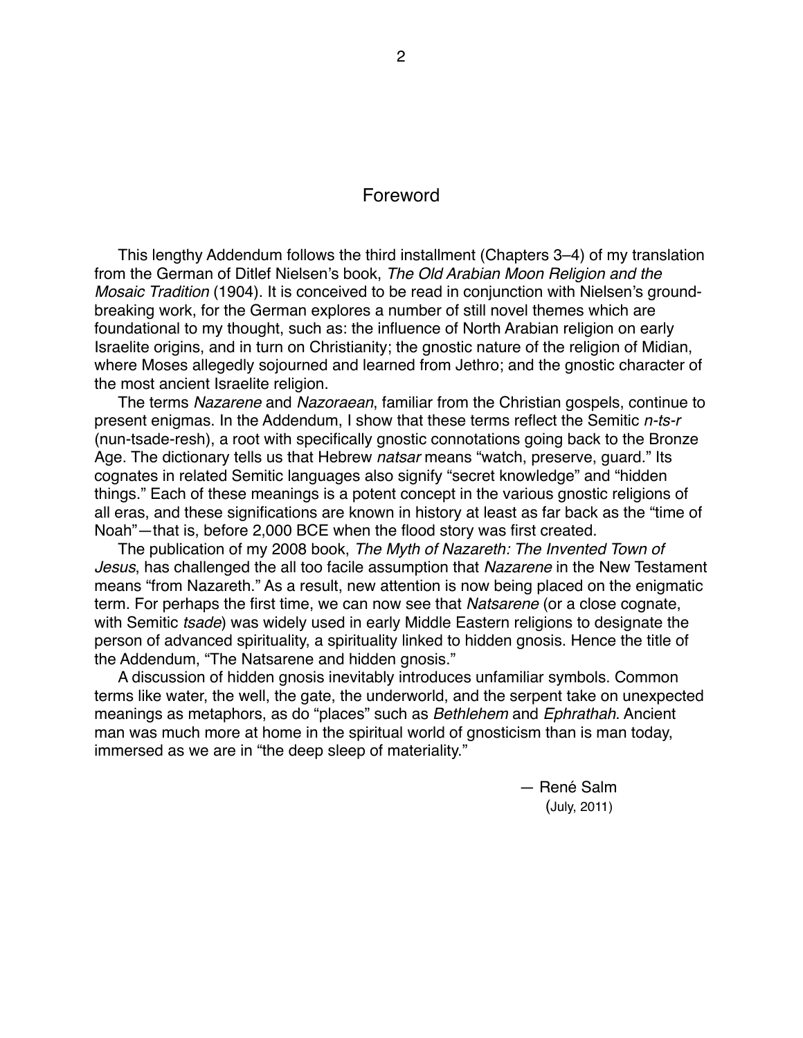## Foreword

This lengthy Addendum follows the third installment (Chapters 3–4) of my translation from the German of Ditlef Nielsen's book, *The Old Arabian Moon Religion and the Mosaic Tradition* (1904). It is conceived to be read in conjunction with Nielsen's ground-breaking work, for the German explores a number of still novel themes which are foundational to my thought, such as: the influence of North Arabian religion on early Israelite origins, and in turn on Christianity; the gnostic nature of the religion of Midian, where Moses allegedly sojourned and learned from Jethro; and the gnostic character of the most ancient Israelite religion.

The terms *Nazarene* and *Nazoraean*, familiar from the Christian gospels, continue to present enigmas. In the Addendum, I show that these terms reflect the Semitic *n-ts-r* (nun-tsade-resh), a root with specifically gnostic connotations going back to the Bronze Age. The dictionary tells us that Hebrew *natsar* means "watch, preserve, guard." Its cognates in related Semitic languages also signify "secret knowledge" and "hidden things." Each of these meanings is a potent concept in the various gnostic religions of all eras, and these significations are known in history at least as far back as the "time of Noah"—that is, before 2,000 BCE when the flood story was first created.

The publication of my 2008 book, *The Myth of Nazareth: The Invented Town of Jesus*, has challenged the all too facile assumption that *Nazarene* in the New Testament means "from Nazareth." As a result, new attention is now being placed on the enigmatic term. For perhaps the first time, we can now see that *Natsarene* (or a close cognate, with Semitic *tsade*) was widely used in early Middle Eastern religions to designate the person of advanced spirituality, a spirituality linked to hidden gnosis. Hence the title of the Addendum, "The Natsarene and hidden gnosis."

A discussion of hidden gnosis inevitably introduces unfamiliar symbols. Common terms like water, the well, the gate, the underworld, and the serpent take on unexpected meanings as metaphors, as do "places" such as *Bethlehem* and *Ephrathah*. Ancient man was much more at home in the spiritual world of gnosticism than is man today, immersed as we are in "the deep sleep of materiality."

— René Salm
(July, 2011)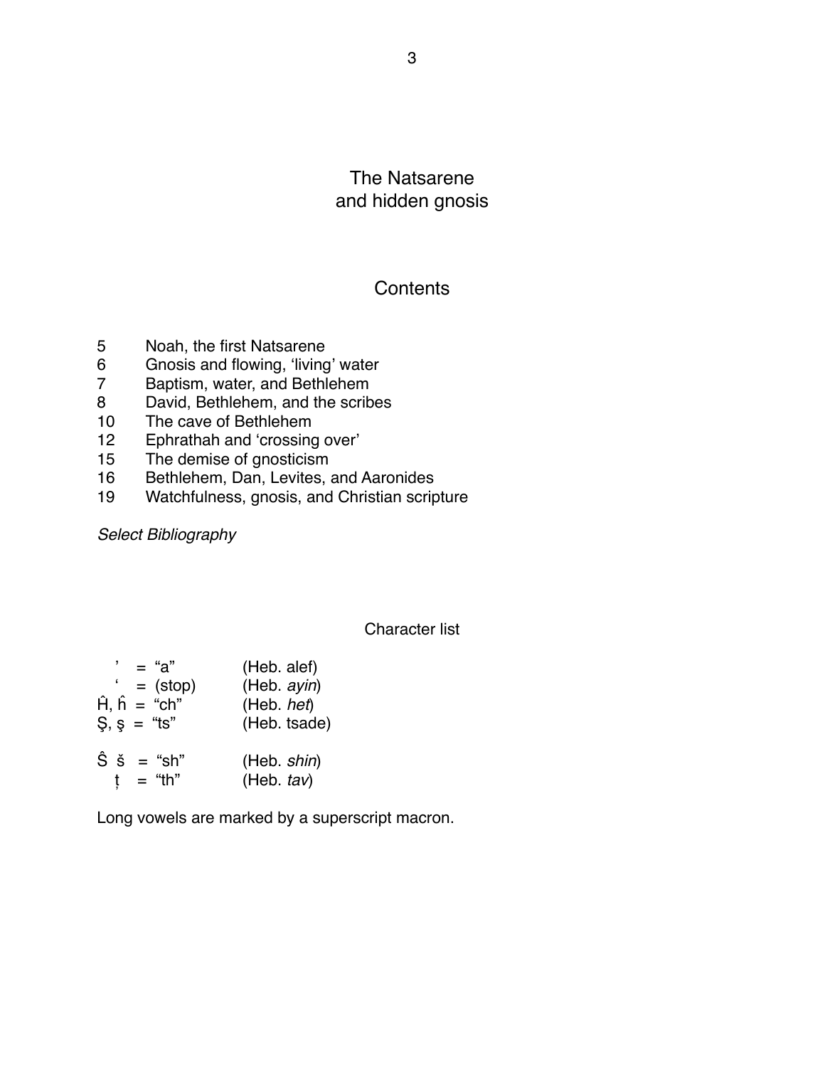# The Natsarene and hidden gnosis

## Contents

| | |
|---|---|
| 5 | Noah, the first Natsarene |
| 6 | Gnosis and flowing, 'living' water |
| 7 | Baptism, water, and Bethlehem |
| 8 | David, Bethlehem, and the scribes |
| 10 | The cave of Bethlehem |
| 12 | Ephrathah and 'crossing over' |
| 15 | The demise of gnosticism |
| 16 | Bethlehem, Dan, Levites, and Aaronides |
| 19 | Watchfulness, gnosis, and Christian scripture |

*Select Bibliography*

### Character list

| | | |
|---|---|---|
| ’ | = "a" | (Heb. alef) |
| ‘ | = (stop) | (Heb. *ayin*) |
| Ĥ, ĥ | = "ch" | (Heb. *het*) |
| Ş, ş | = "ts" | (Heb. tsade) |
| Ŝ š | = "sh" | (Heb. *shin*) |
| ț | = "th" | (Heb. *tav*) |

Long vowels are marked by a superscript macron.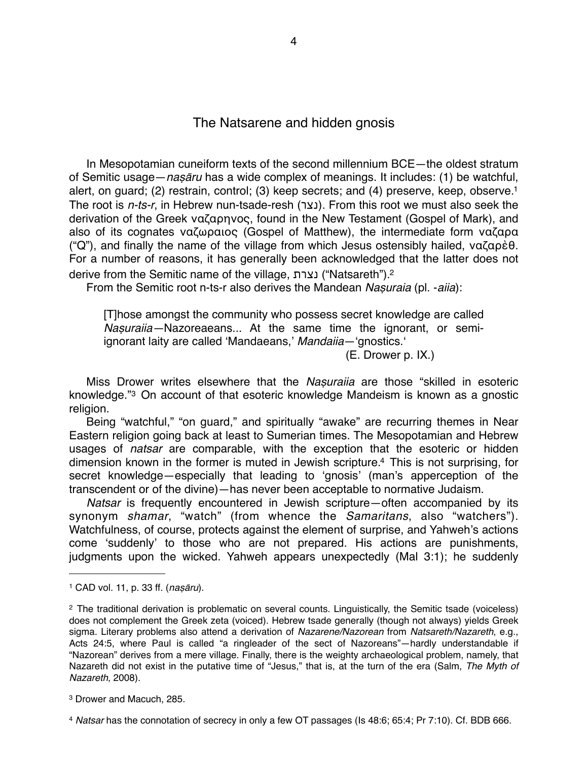## The Natsarene and hidden gnosis

In Mesopotamian cuneiform texts of the second millennium BCE—the oldest stratum of Semitic usage—*naṣāru* has a wide complex of meanings. It includes: (1) be watchful, alert, on guard; (2) restrain, control; (3) keep secrets; and (4) preserve, keep, observe.[1] The root is *n-ts-r*, in Hebrew nun-tsade-resh (נצר). From this root we must also seek the derivation of the Greek ναζαρηνος, found in the New Testament (Gospel of Mark), and also of its cognates ναζωραιος (Gospel of Matthew), the intermediate form ναζαρα ("Q"), and finally the name of the village from which Jesus ostensibly hailed, ναζαρὲθ. For a number of reasons, it has generally been acknowledged that the latter does not derive from the Semitic name of the village, נצרת ("Natsareth").[2]

From the Semitic root n-ts-r also derives the Mandean *Naṣuraia* (pl. *-aiia*):

> [T]hose amongst the community who possess secret knowledge are called *Naṣuraiia*—Nazoreaeans... At the same time the ignorant, or semi-ignorant laity are called 'Mandaeans,' *Mandaiia*—'gnostics.'
>
> (E. Drower p. IX.)

Miss Drower writes elsewhere that the *Naṣuraiia* are those "skilled in esoteric knowledge."[3] On account of that esoteric knowledge Mandeism is known as a gnostic religion.

Being "watchful," "on guard," and spiritually "awake" are recurring themes in Near Eastern religion going back at least to Sumerian times. The Mesopotamian and Hebrew usages of *natsar* are comparable, with the exception that the esoteric or hidden dimension known in the former is muted in Jewish scripture.[4] This is not surprising, for secret knowledge—especially that leading to 'gnosis' (man's apperception of the transcendent or of the divine)—has never been acceptable to normative Judaism.

*Natsar* is frequently encountered in Jewish scripture—often accompanied by its synonym *shamar*, "watch" (from whence the *Samaritans*, also "watchers"). Watchfulness, of course, protects against the element of surprise, and Yahweh's actions come 'suddenly' to those who are not prepared. His actions are punishments, judgments upon the wicked. Yahweh appears unexpectedly (Mal 3:1); he suddenly

---

[1] CAD vol. 11, p. 33 ff. (*naṣāru*).

[2] The traditional derivation is problematic on several counts. Linguistically, the Semitic tsade (voiceless) does not complement the Greek zeta (voiced). Hebrew tsade generally (though not always) yields Greek sigma. Literary problems also attend a derivation of *Nazarene/Nazorean* from *Natsareth/Nazareth*, e.g., Acts 24:5, where Paul is called "a ringleader of the sect of Nazoreans"—hardly understandable if "Nazorean" derives from a mere village. Finally, there is the weighty archaeological problem, namely, that Nazareth did not exist in the putative time of "Jesus," that is, at the turn of the era (Salm, *The Myth of Nazareth*, 2008).

[3] Drower and Macuch, 285.

[4] *Natsar* has the connotation of secrecy in only a few OT passages (Is 48:6; 65:4; Pr 7:10). Cf. BDB 666.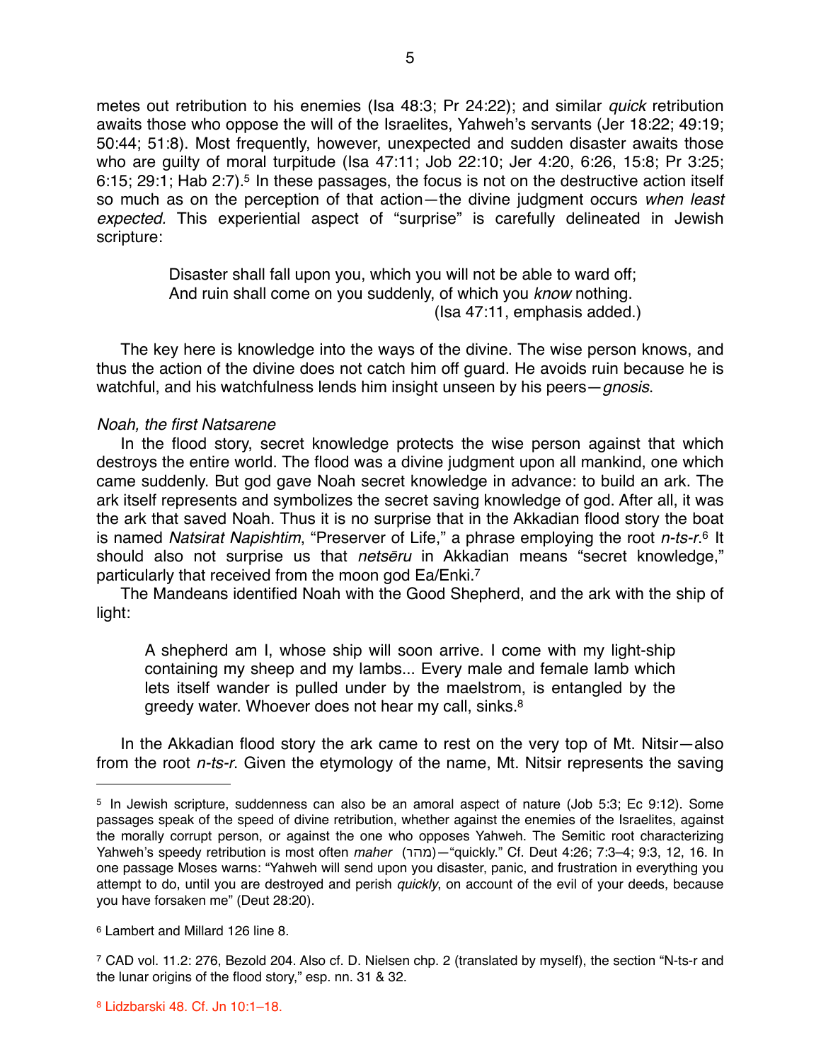metes out retribution to his enemies (Isa 48:3; Pr 24:22); and similar *quick* retribution awaits those who oppose the will of the Israelites, Yahweh's servants (Jer 18:22; 49:19; 50:44; 51:8). Most frequently, however, unexpected and sudden disaster awaits those who are guilty of moral turpitude (Isa 47:11; Job 22:10; Jer 4:20, 6:26, 15:8; Pr 3:25; 6:15; 29:1; Hab 2:7).[5] In these passages, the focus is not on the destructive action itself so much as on the perception of that action—the divine judgment occurs *when least expected.* This experiential aspect of "surprise" is carefully delineated in Jewish scripture:

> Disaster shall fall upon you, which you will not be able to ward off;
> And ruin shall come on you suddenly, of which you *know* nothing.
> (Isa 47:11, emphasis added.)

The key here is knowledge into the ways of the divine. The wise person knows, and thus the action of the divine does not catch him off guard. He avoids ruin because he is watchful, and his watchfulness lends him insight unseen by his peers—*gnosis*.

*Noah, the first Natsarene*

In the flood story, secret knowledge protects the wise person against that which destroys the entire world. The flood was a divine judgment upon all mankind, one which came suddenly. But god gave Noah secret knowledge in advance: to build an ark. The ark itself represents and symbolizes the secret saving knowledge of god. After all, it was the ark that saved Noah. Thus it is no surprise that in the Akkadian flood story the boat is named *Natsirat Napishtim*, "Preserver of Life," a phrase employing the root *n-ts-r*.[6] It should also not surprise us that *netsēru* in Akkadian means "secret knowledge," particularly that received from the moon god Ea/Enki.[7]

The Mandeans identified Noah with the Good Shepherd, and the ark with the ship of light:

> A shepherd am I, whose ship will soon arrive. I come with my light-ship containing my sheep and my lambs... Every male and female lamb which lets itself wander is pulled under by the maelstrom, is entangled by the greedy water. Whoever does not hear my call, sinks.[8]

In the Akkadian flood story the ark came to rest on the very top of Mt. Nitsir—also from the root *n-ts-r*. Given the etymology of the name, Mt. Nitsir represents the saving

---

[5] In Jewish scripture, suddenness can also be an amoral aspect of nature (Job 5:3; Ec 9:12). Some passages speak of the speed of divine retribution, whether against the enemies of the Israelites, against the morally corrupt person, or against the one who opposes Yahweh. The Semitic root characterizing Yahweh's speedy retribution is most often *maher* (מהר)—"quickly." Cf. Deut 4:26; 7:3–4; 9:3, 12, 16. In one passage Moses warns: "Yahweh will send upon you disaster, panic, and frustration in everything you attempt to do, until you are destroyed and perish *quickly*, on account of the evil of your deeds, because you have forsaken me" (Deut 28:20).

[6] Lambert and Millard 126 line 8.

[7] CAD vol. 11.2: 276, Bezold 204. Also cf. D. Nielsen chp. 2 (translated by myself), the section "N-ts-r and the lunar origins of the flood story," esp. nn. 31 & 32.

[8] Lidzbarski 48. Cf. Jn 10:1–18.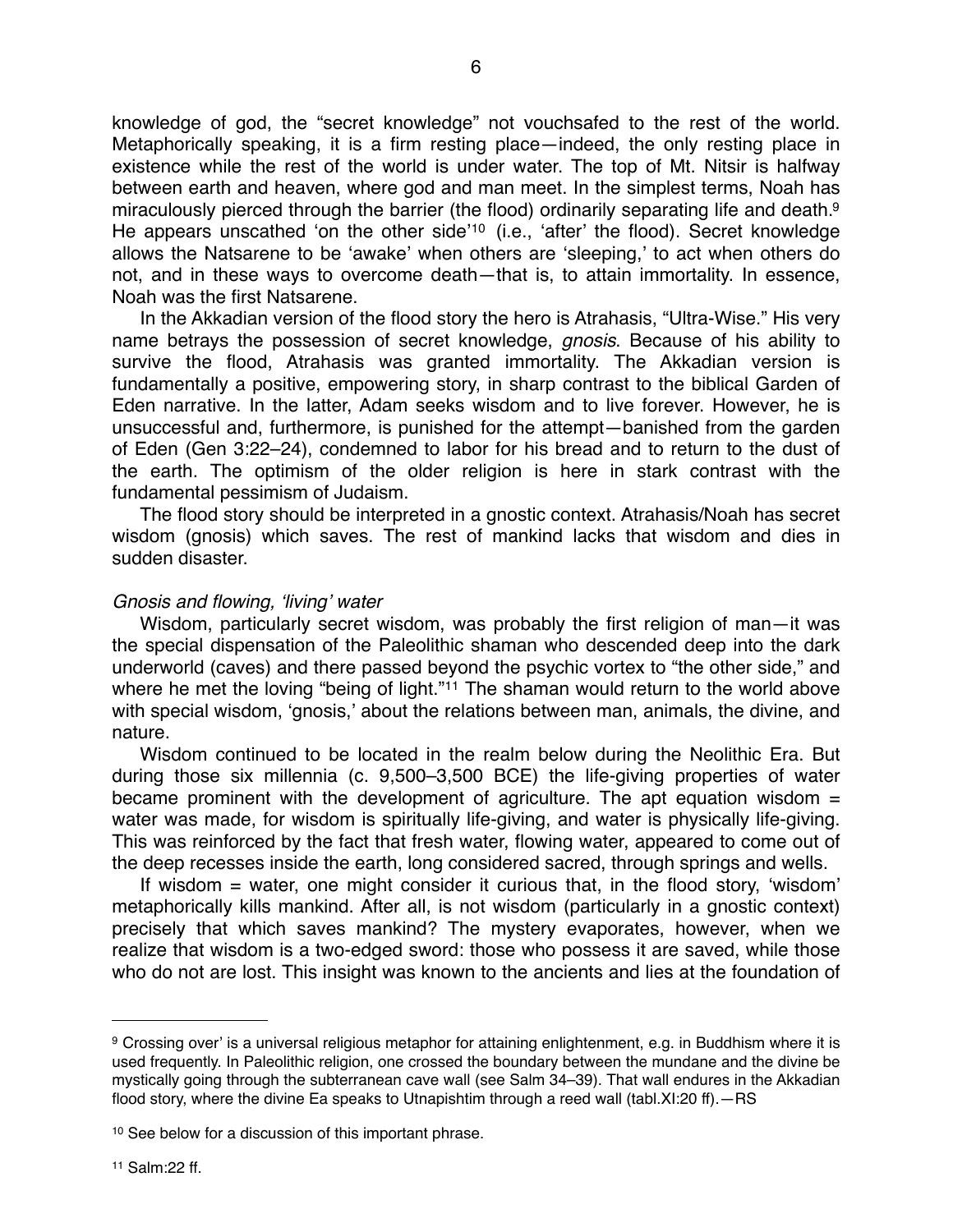knowledge of god, the "secret knowledge" not vouchsafed to the rest of the world. Metaphorically speaking, it is a firm resting place—indeed, the only resting place in existence while the rest of the world is under water. The top of Mt. Nitsir is halfway between earth and heaven, where god and man meet. In the simplest terms, Noah has miraculously pierced through the barrier (the flood) ordinarily separating life and death.[9] He appears unscathed 'on the other side'[10] (i.e., 'after' the flood). Secret knowledge allows the Natsarene to be 'awake' when others are 'sleeping,' to act when others do not, and in these ways to overcome death—that is, to attain immortality. In essence, Noah was the first Natsarene.

In the Akkadian version of the flood story the hero is Atrahasis, "Ultra-Wise." His very name betrays the possession of secret knowledge, *gnosis*. Because of his ability to survive the flood, Atrahasis was granted immortality. The Akkadian version is fundamentally a positive, empowering story, in sharp contrast to the biblical Garden of Eden narrative. In the latter, Adam seeks wisdom and to live forever. However, he is unsuccessful and, furthermore, is punished for the attempt—banished from the garden of Eden (Gen 3:22–24), condemned to labor for his bread and to return to the dust of the earth. The optimism of the older religion is here in stark contrast with the fundamental pessimism of Judaism.

The flood story should be interpreted in a gnostic context. Atrahasis/Noah has secret wisdom (gnosis) which saves. The rest of mankind lacks that wisdom and dies in sudden disaster.

*Gnosis and flowing, 'living' water*

Wisdom, particularly secret wisdom, was probably the first religion of man—it was the special dispensation of the Paleolithic shaman who descended deep into the dark underworld (caves) and there passed beyond the psychic vortex to "the other side," and where he met the loving "being of light."[11] The shaman would return to the world above with special wisdom, 'gnosis,' about the relations between man, animals, the divine, and nature.

Wisdom continued to be located in the realm below during the Neolithic Era. But during those six millennia (c. 9,500–3,500 BCE) the life-giving properties of water became prominent with the development of agriculture. The apt equation wisdom = water was made, for wisdom is spiritually life-giving, and water is physically life-giving. This was reinforced by the fact that fresh water, flowing water, appeared to come out of the deep recesses inside the earth, long considered sacred, through springs and wells.

If wisdom = water, one might consider it curious that, in the flood story, 'wisdom' metaphorically kills mankind. After all, is not wisdom (particularly in a gnostic context) precisely that which saves mankind? The mystery evaporates, however, when we realize that wisdom is a two-edged sword: those who possess it are saved, while those who do not are lost. This insight was known to the ancients and lies at the foundation of

---

[9] Crossing over' is a universal religious metaphor for attaining enlightenment, e.g. in Buddhism where it is used frequently. In Paleolithic religion, one crossed the boundary between the mundane and the divine be mystically going through the subterranean cave wall (see Salm 34–39). That wall endures in the Akkadian flood story, where the divine Ea speaks to Utnapishtim through a reed wall (tabl.XI:20 ff).—RS

[10] See below for a discussion of this important phrase.

[11] Salm:22 ff.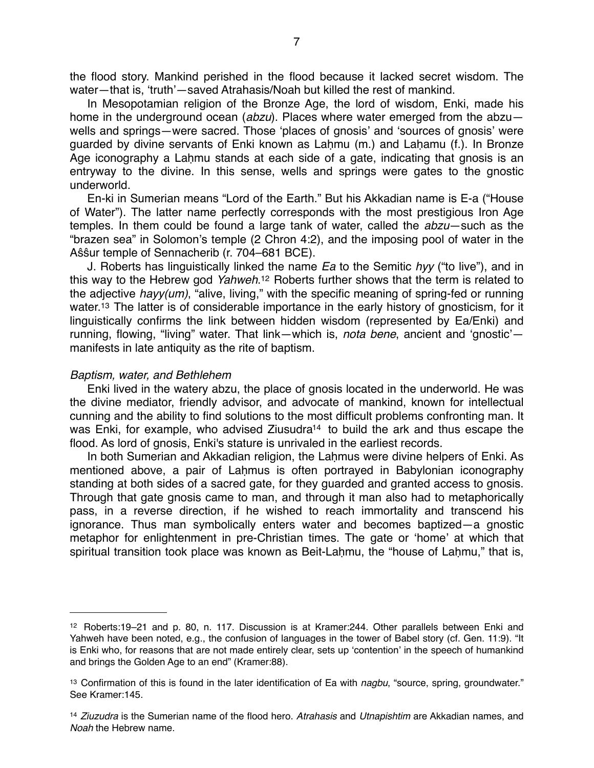the flood story. Mankind perished in the flood because it lacked secret wisdom. The water—that is, 'truth'—saved Atrahasis/Noah but killed the rest of mankind.

In Mesopotamian religion of the Bronze Age, the lord of wisdom, Enki, made his home in the underground ocean (*abzu*). Places where water emerged from the abzu—wells and springs—were sacred. Those 'places of gnosis' and 'sources of gnosis' were guarded by divine servants of Enki known as Laḫmu (m.) and Laḫamu (f.). In Bronze Age iconography a Laḫmu stands at each side of a gate, indicating that gnosis is an entryway to the divine. In this sense, wells and springs were gates to the gnostic underworld.

En-ki in Sumerian means "Lord of the Earth." But his Akkadian name is E-a ("House of Water"). The latter name perfectly corresponds with the most prestigious Iron Age temples. In them could be found a large tank of water, called the *abzu*—such as the "brazen sea" in Solomon's temple (2 Chron 4:2), and the imposing pool of water in the Aŝŝur temple of Sennacherib (r. 704–681 BCE).

J. Roberts has linguistically linked the name *Ea* to the Semitic *hyy* ("to live"), and in this way to the Hebrew god *Yahweh*.[12] Roberts further shows that the term is related to the adjective *hayy(um)*, "alive, living," with the specific meaning of spring-fed or running water.[13] The latter is of considerable importance in the early history of gnosticism, for it linguistically confirms the link between hidden wisdom (represented by Ea/Enki) and running, flowing, "living" water. That link—which is, *nota bene*, ancient and 'gnostic'—manifests in late antiquity as the rite of baptism.

*Baptism, water, and Bethlehem*

Enki lived in the watery abzu, the place of gnosis located in the underworld. He was the divine mediator, friendly advisor, and advocate of mankind, known for intellectual cunning and the ability to find solutions to the most difficult problems confronting man. It was Enki, for example, who advised Ziusudra[14] to build the ark and thus escape the flood. As lord of gnosis, Enki's stature is unrivaled in the earliest records.

In both Sumerian and Akkadian religion, the Laḫmus were divine helpers of Enki. As mentioned above, a pair of Laḫmus is often portrayed in Babylonian iconography standing at both sides of a sacred gate, for they guarded and granted access to gnosis. Through that gate gnosis came to man, and through it man also had to metaphorically pass, in a reverse direction, if he wished to reach immortality and transcend his ignorance. Thus man symbolically enters water and becomes baptized—a gnostic metaphor for enlightenment in pre-Christian times. The gate or 'home' at which that spiritual transition took place was known as Beit-Laḫmu, the "house of Laḫmu," that is,

---

[12] Roberts:19–21 and p. 80, n. 117. Discussion is at Kramer:244. Other parallels between Enki and Yahweh have been noted, e.g., the confusion of languages in the tower of Babel story (cf. Gen. 11:9). "It is Enki who, for reasons that are not made entirely clear, sets up 'contention' in the speech of humankind and brings the Golden Age to an end" (Kramer:88).

[13] Confirmation of this is found in the later identification of Ea with *nagbu*, "source, spring, groundwater." See Kramer:145.

[14] *Ziuzudra* is the Sumerian name of the flood hero. *Atrahasis* and *Utnapishtim* are Akkadian names, and *Noah* the Hebrew name.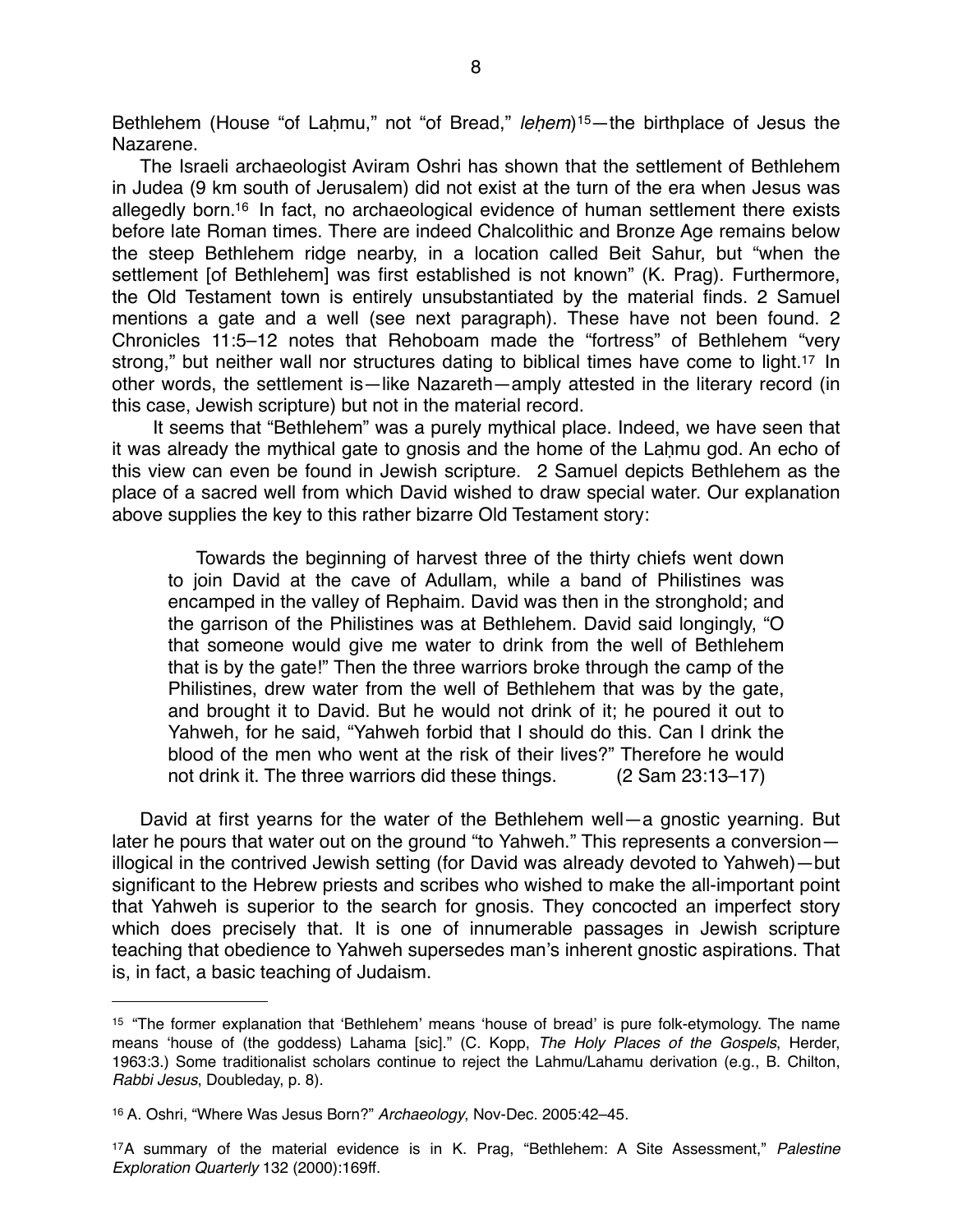Bethlehem (House "of Laḥmu," not "of Bread," *leḥem*)[15]—the birthplace of Jesus the Nazarene.

The Israeli archaeologist Aviram Oshri has shown that the settlement of Bethlehem in Judea (9 km south of Jerusalem) did not exist at the turn of the era when Jesus was allegedly born.[16] In fact, no archaeological evidence of human settlement there exists before late Roman times. There are indeed Chalcolithic and Bronze Age remains below the steep Bethlehem ridge nearby, in a location called Beit Sahur, but "when the settlement [of Bethlehem] was first established is not known" (K. Prag). Furthermore, the Old Testament town is entirely unsubstantiated by the material finds. 2 Samuel mentions a gate and a well (see next paragraph). These have not been found. 2 Chronicles 11:5–12 notes that Rehoboam made the "fortress" of Bethlehem "very strong," but neither wall nor structures dating to biblical times have come to light.[17] In other words, the settlement is—like Nazareth—amply attested in the literary record (in this case, Jewish scripture) but not in the material record.

It seems that "Bethlehem" was a purely mythical place. Indeed, we have seen that it was already the mythical gate to gnosis and the home of the Laḥmu god. An echo of this view can even be found in Jewish scripture. 2 Samuel depicts Bethlehem as the place of a sacred well from which David wished to draw special water. Our explanation above supplies the key to this rather bizarre Old Testament story:

> Towards the beginning of harvest three of the thirty chiefs went down to join David at the cave of Adullam, while a band of Philistines was encamped in the valley of Rephaim. David was then in the stronghold; and the garrison of the Philistines was at Bethlehem. David said longingly, "O that someone would give me water to drink from the well of Bethlehem that is by the gate!" Then the three warriors broke through the camp of the Philistines, drew water from the well of Bethlehem that was by the gate, and brought it to David. But he would not drink of it; he poured it out to Yahweh, for he said, "Yahweh forbid that I should do this. Can I drink the blood of the men who went at the risk of their lives?" Therefore he would not drink it. The three warriors did these things. (2 Sam 23:13–17)

David at first yearns for the water of the Bethlehem well—a gnostic yearning. But later he pours that water out on the ground "to Yahweh." This represents a conversion—illogical in the contrived Jewish setting (for David was already devoted to Yahweh)—but significant to the Hebrew priests and scribes who wished to make the all-important point that Yahweh is superior to the search for gnosis. They concocted an imperfect story which does precisely that. It is one of innumerable passages in Jewish scripture teaching that obedience to Yahweh supersedes man's inherent gnostic aspirations. That is, in fact, a basic teaching of Judaism.

---

[15] "The former explanation that 'Bethlehem' means 'house of bread' is pure folk-etymology. The name means 'house of (the goddess) Lahama [sic].'" (C. Kopp, *The Holy Places of the Gospels*, Herder, 1963:3.) Some traditionalist scholars continue to reject the Lahmu/Lahamu derivation (e.g., B. Chilton, *Rabbi Jesus*, Doubleday, p. 8).

[16] A. Oshri, "Where Was Jesus Born?" *Archaeology*, Nov-Dec. 2005:42–45.

[17] A summary of the material evidence is in K. Prag, "Bethlehem: A Site Assessment," *Palestine Exploration Quarterly* 132 (2000):169ff.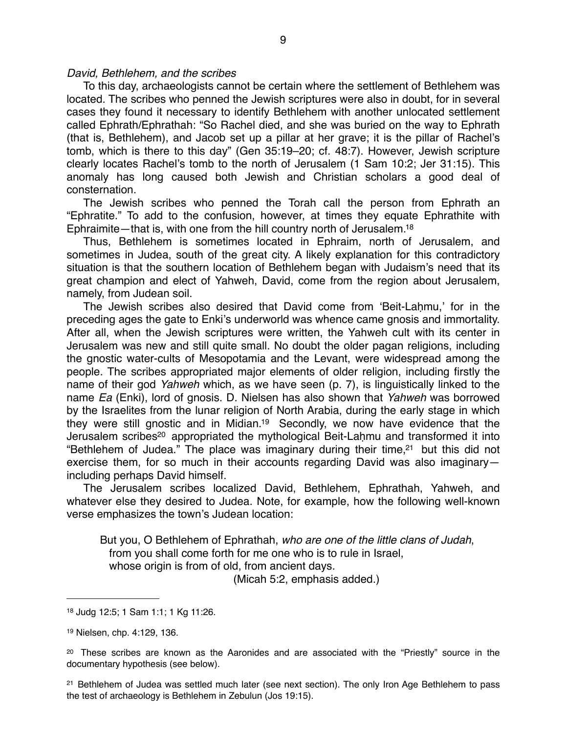*David, Bethlehem, and the scribes*

To this day, archaeologists cannot be certain where the settlement of Bethlehem was located. The scribes who penned the Jewish scriptures were also in doubt, for in several cases they found it necessary to identify Bethlehem with another unlocated settlement called Ephrath/Ephrathah: "So Rachel died, and she was buried on the way to Ephrath (that is, Bethlehem), and Jacob set up a pillar at her grave; it is the pillar of Rachel's tomb, which is there to this day" (Gen 35:19–20; cf. 48:7). However, Jewish scripture clearly locates Rachel's tomb to the north of Jerusalem (1 Sam 10:2; Jer 31:15). This anomaly has long caused both Jewish and Christian scholars a good deal of consternation.

The Jewish scribes who penned the Torah call the person from Ephrath an "Ephratite." To add to the confusion, however, at times they equate Ephrathite with Ephraimite—that is, with one from the hill country north of Jerusalem.[18]

Thus, Bethlehem is sometimes located in Ephraim, north of Jerusalem, and sometimes in Judea, south of the great city. A likely explanation for this contradictory situation is that the southern location of Bethlehem began with Judaism's need that its great champion and elect of Yahweh, David, come from the region about Jerusalem, namely, from Judean soil.

The Jewish scribes also desired that David come from 'Beit-Laḫmu,' for in the preceding ages the gate to Enki's underworld was whence came gnosis and immortality. After all, when the Jewish scriptures were written, the Yahweh cult with its center in Jerusalem was new and still quite small. No doubt the older pagan religions, including the gnostic water-cults of Mesopotamia and the Levant, were widespread among the people. The scribes appropriated major elements of older religion, including firstly the name of their god *Yahweh* which, as we have seen (p. 7), is linguistically linked to the name *Ea* (Enki), lord of gnosis. D. Nielsen has also shown that *Yahweh* was borrowed by the Israelites from the lunar religion of North Arabia, during the early stage in which they were still gnostic and in Midian.[19] Secondly, we now have evidence that the Jerusalem scribes[20] appropriated the mythological Beit-Laḫmu and transformed it into "Bethlehem of Judea." The place was imaginary during their time,[21] but this did not exercise them, for so much in their accounts regarding David was also imaginary—including perhaps David himself.

The Jerusalem scribes localized David, Bethlehem, Ephrathah, Yahweh, and whatever else they desired to Judea. Note, for example, how the following well-known verse emphasizes the town's Judean location:

> But you, O Bethlehem of Ephrathah, *who are one of the little clans of Judah*,
> from you shall come forth for me one who is to rule in Israel,
> whose origin is from of old, from ancient days.
> (Micah 5:2, emphasis added.)

---

[18] Judg 12:5; 1 Sam 1:1; 1 Kg 11:26.

[19] Nielsen, chp. 4:129, 136.

[20] These scribes are known as the Aaronides and are associated with the "Priestly" source in the documentary hypothesis (see below).

[21] Bethlehem of Judea was settled much later (see next section). The only Iron Age Bethlehem to pass the test of archaeology is Bethlehem in Zebulun (Jos 19:15).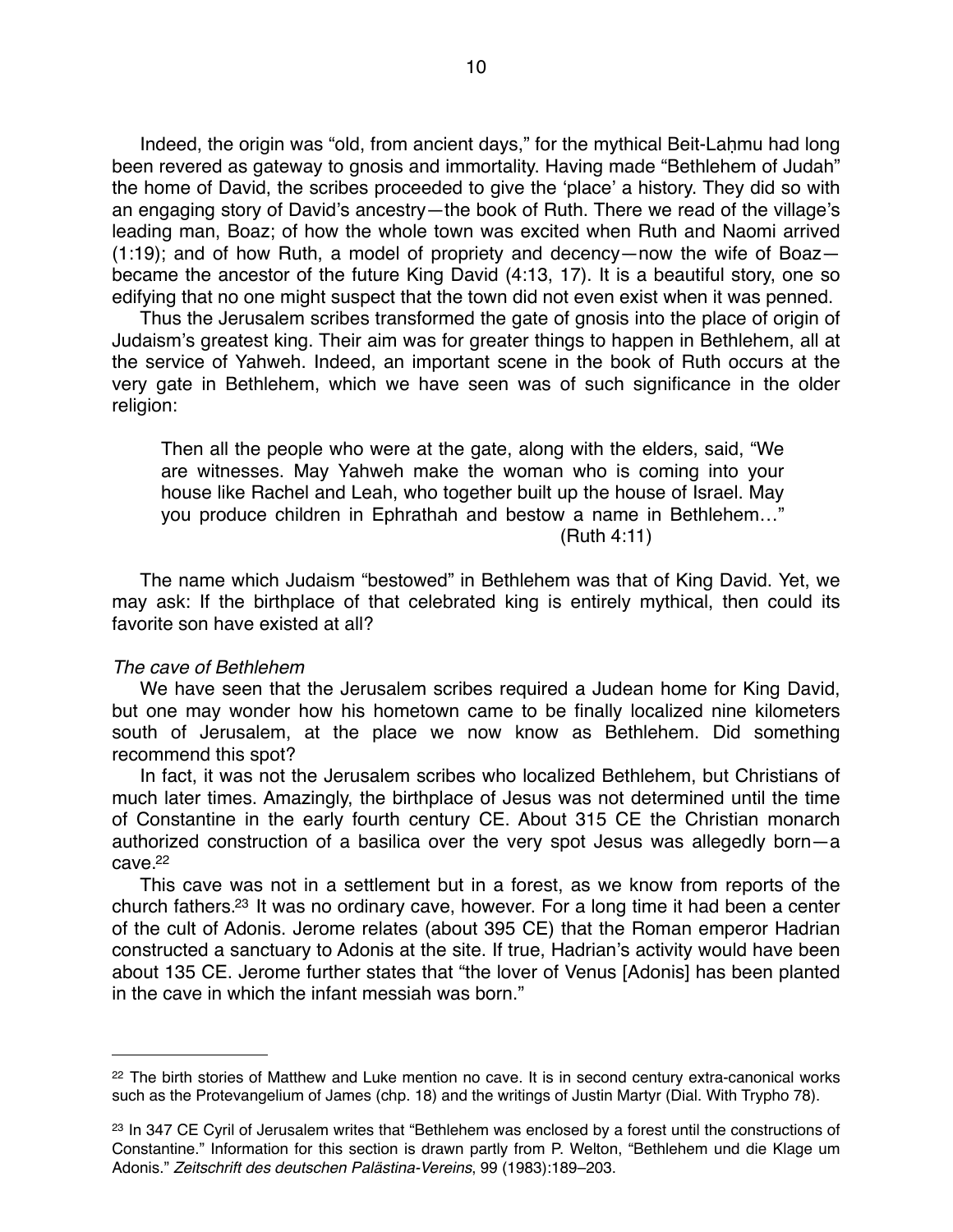Indeed, the origin was "old, from ancient days," for the mythical Beit-Laḥmu had long been revered as gateway to gnosis and immortality. Having made "Bethlehem of Judah" the home of David, the scribes proceeded to give the 'place' a history. They did so with an engaging story of David's ancestry—the book of Ruth. There we read of the village's leading man, Boaz; of how the whole town was excited when Ruth and Naomi arrived (1:19); and of how Ruth, a model of propriety and decency—now the wife of Boaz—became the ancestor of the future King David (4:13, 17). It is a beautiful story, one so edifying that no one might suspect that the town did not even exist when it was penned.

Thus the Jerusalem scribes transformed the gate of gnosis into the place of origin of Judaism's greatest king. Their aim was for greater things to happen in Bethlehem, all at the service of Yahweh. Indeed, an important scene in the book of Ruth occurs at the very gate in Bethlehem, which we have seen was of such significance in the older religion:

> Then all the people who were at the gate, along with the elders, said, "We are witnesses. May Yahweh make the woman who is coming into your house like Rachel and Leah, who together built up the house of Israel. May you produce children in Ephrathah and bestow a name in Bethlehem…"
>
> (Ruth 4:11)

The name which Judaism "bestowed" in Bethlehem was that of King David. Yet, we may ask: If the birthplace of that celebrated king is entirely mythical, then could its favorite son have existed at all?

*The cave of Bethlehem*

We have seen that the Jerusalem scribes required a Judean home for King David, but one may wonder how his hometown came to be finally localized nine kilometers south of Jerusalem, at the place we now know as Bethlehem. Did something recommend this spot?

In fact, it was not the Jerusalem scribes who localized Bethlehem, but Christians of much later times. Amazingly, the birthplace of Jesus was not determined until the time of Constantine in the early fourth century CE. About 315 CE the Christian monarch authorized construction of a basilica over the very spot Jesus was allegedly born—a cave.[22]

This cave was not in a settlement but in a forest, as we know from reports of the church fathers.[23] It was no ordinary cave, however. For a long time it had been a center of the cult of Adonis. Jerome relates (about 395 CE) that the Roman emperor Hadrian constructed a sanctuary to Adonis at the site. If true, Hadrian's activity would have been about 135 CE. Jerome further states that "the lover of Venus [Adonis] has been planted in the cave in which the infant messiah was born."

---

[22] The birth stories of Matthew and Luke mention no cave. It is in second century extra-canonical works such as the Protevangelium of James (chp. 18) and the writings of Justin Martyr (Dial. With Trypho 78).

[23] In 347 CE Cyril of Jerusalem writes that "Bethlehem was enclosed by a forest until the constructions of Constantine." Information for this section is drawn partly from P. Welton, "Bethlehem und die Klage um Adonis." *Zeitschrift des deutschen Palästina-Vereins*, 99 (1983):189–203.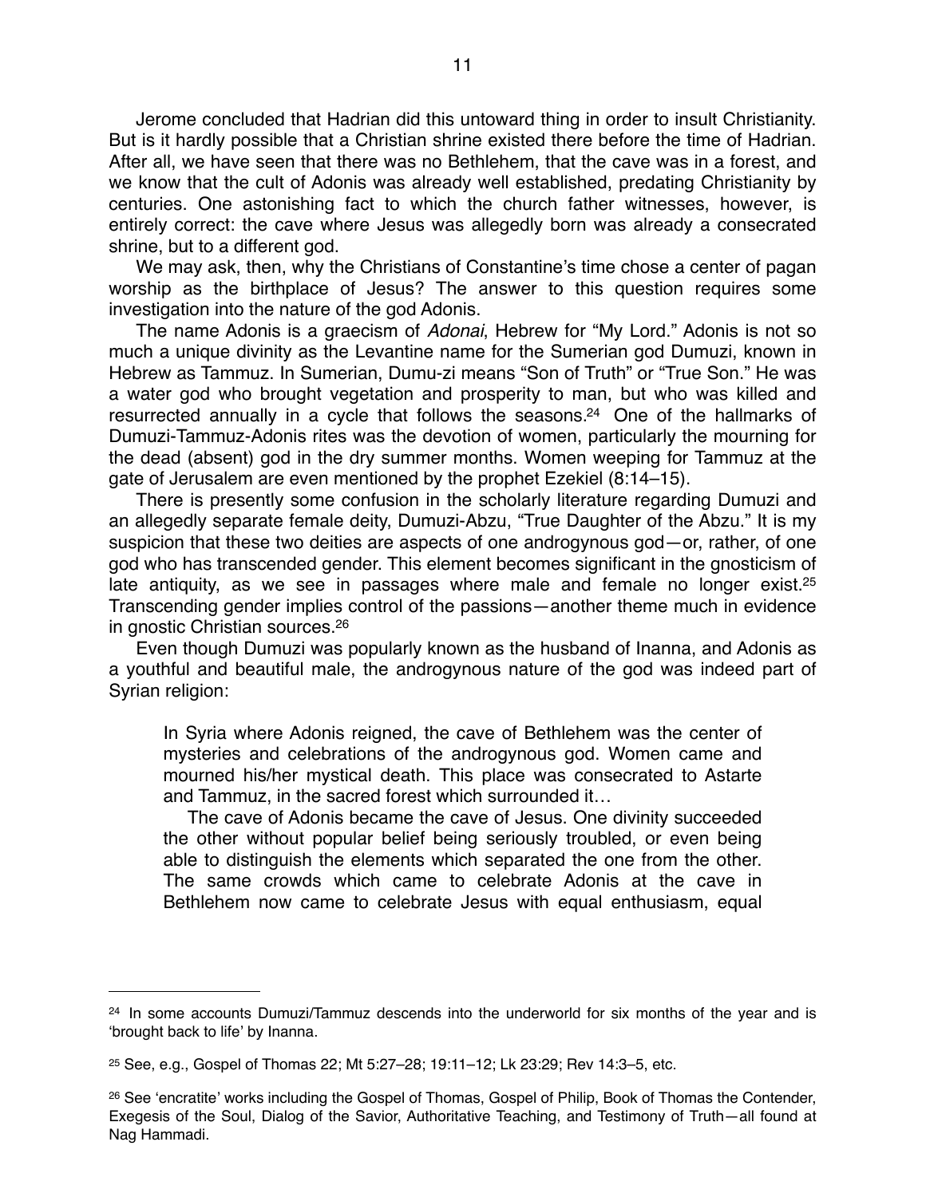Jerome concluded that Hadrian did this untoward thing in order to insult Christianity. But is it hardly possible that a Christian shrine existed there before the time of Hadrian. After all, we have seen that there was no Bethlehem, that the cave was in a forest, and we know that the cult of Adonis was already well established, predating Christianity by centuries. One astonishing fact to which the church father witnesses, however, is entirely correct: the cave where Jesus was allegedly born was already a consecrated shrine, but to a different god.

We may ask, then, why the Christians of Constantine's time chose a center of pagan worship as the birthplace of Jesus? The answer to this question requires some investigation into the nature of the god Adonis.

The name Adonis is a graecism of *Adonai*, Hebrew for "My Lord." Adonis is not so much a unique divinity as the Levantine name for the Sumerian god Dumuzi, known in Hebrew as Tammuz. In Sumerian, Dumu-zi means "Son of Truth" or "True Son." He was a water god who brought vegetation and prosperity to man, but who was killed and resurrected annually in a cycle that follows the seasons.[24] One of the hallmarks of Dumuzi-Tammuz-Adonis rites was the devotion of women, particularly the mourning for the dead (absent) god in the dry summer months. Women weeping for Tammuz at the gate of Jerusalem are even mentioned by the prophet Ezekiel (8:14–15).

There is presently some confusion in the scholarly literature regarding Dumuzi and an allegedly separate female deity, Dumuzi-Abzu, "True Daughter of the Abzu." It is my suspicion that these two deities are aspects of one androgynous god—or, rather, of one god who has transcended gender. This element becomes significant in the gnosticism of late antiquity, as we see in passages where male and female no longer exist.[25] Transcending gender implies control of the passions—another theme much in evidence in gnostic Christian sources.[26]

Even though Dumuzi was popularly known as the husband of Inanna, and Adonis as a youthful and beautiful male, the androgynous nature of the god was indeed part of Syrian religion:

> In Syria where Adonis reigned, the cave of Bethlehem was the center of mysteries and celebrations of the androgynous god. Women came and mourned his/her mystical death. This place was consecrated to Astarte and Tammuz, in the sacred forest which surrounded it…
>
> The cave of Adonis became the cave of Jesus. One divinity succeeded the other without popular belief being seriously troubled, or even being able to distinguish the elements which separated the one from the other. The same crowds which came to celebrate Adonis at the cave in Bethlehem now came to celebrate Jesus with equal enthusiasm, equal

---

[24] In some accounts Dumuzi/Tammuz descends into the underworld for six months of the year and is 'brought back to life' by Inanna.

[25] See, e.g., Gospel of Thomas 22; Mt 5:27–28; 19:11–12; Lk 23:29; Rev 14:3–5, etc.

[26] See 'encratite' works including the Gospel of Thomas, Gospel of Philip, Book of Thomas the Contender, Exegesis of the Soul, Dialog of the Savior, Authoritative Teaching, and Testimony of Truth—all found at Nag Hammadi.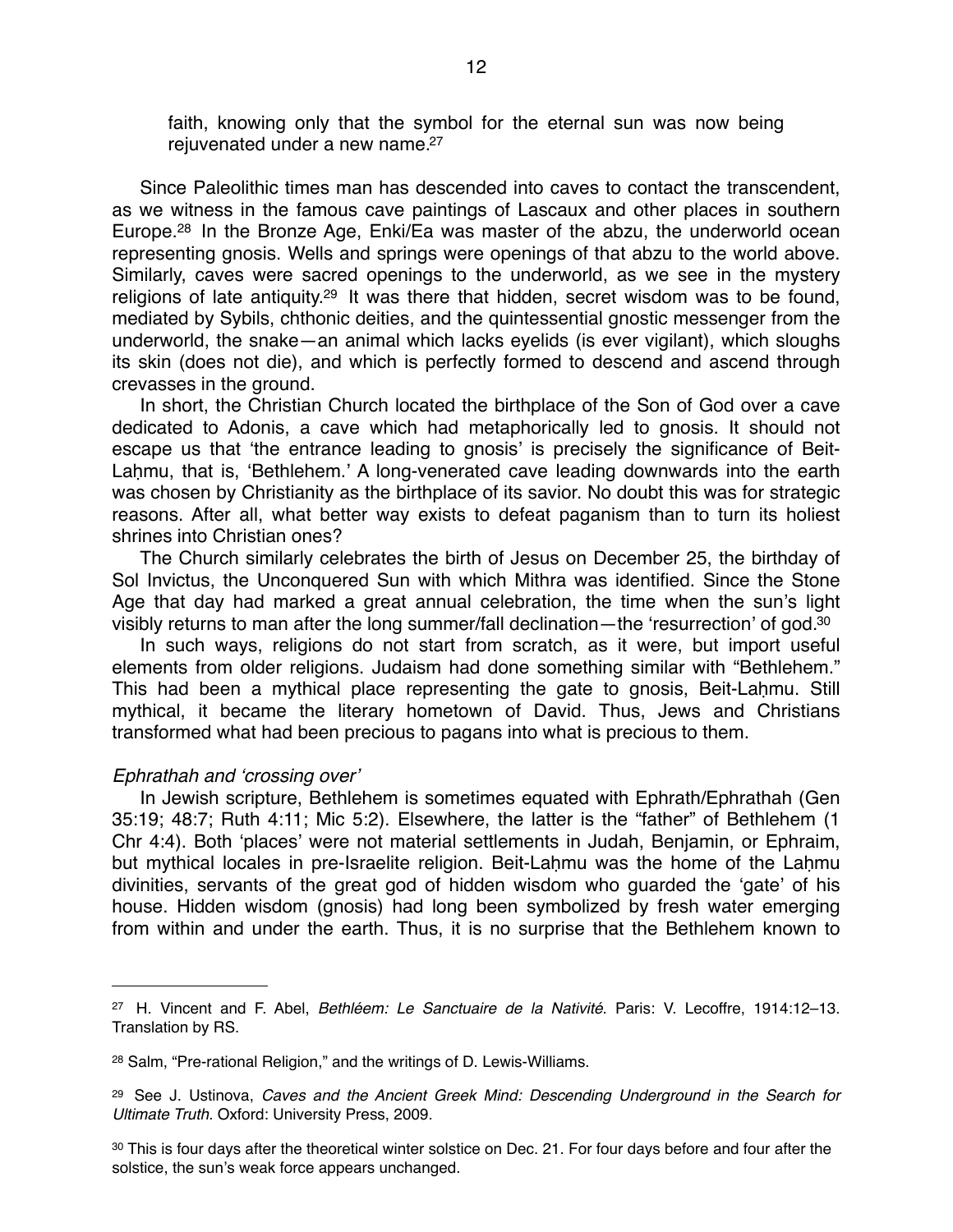faith, knowing only that the symbol for the eternal sun was now being rejuvenated under a new name.[27]

Since Paleolithic times man has descended into caves to contact the transcendent, as we witness in the famous cave paintings of Lascaux and other places in southern Europe.[28] In the Bronze Age, Enki/Ea was master of the abzu, the underworld ocean representing gnosis. Wells and springs were openings of that abzu to the world above. Similarly, caves were sacred openings to the underworld, as we see in the mystery religions of late antiquity.[29] It was there that hidden, secret wisdom was to be found, mediated by Sybils, chthonic deities, and the quintessential gnostic messenger from the underworld, the snake—an animal which lacks eyelids (is ever vigilant), which sloughs its skin (does not die), and which is perfectly formed to descend and ascend through crevasses in the ground.

In short, the Christian Church located the birthplace of the Son of God over a cave dedicated to Adonis, a cave which had metaphorically led to gnosis. It should not escape us that 'the entrance leading to gnosis' is precisely the significance of Beit-Laḥmu, that is, 'Bethlehem.' A long-venerated cave leading downwards into the earth was chosen by Christianity as the birthplace of its savior. No doubt this was for strategic reasons. After all, what better way exists to defeat paganism than to turn its holiest shrines into Christian ones?

The Church similarly celebrates the birth of Jesus on December 25, the birthday of Sol Invictus, the Unconquered Sun with which Mithra was identified. Since the Stone Age that day had marked a great annual celebration, the time when the sun's light visibly returns to man after the long summer/fall declination—the 'resurrection' of god.[30]

In such ways, religions do not start from scratch, as it were, but import useful elements from older religions. Judaism had done something similar with "Bethlehem." This had been a mythical place representing the gate to gnosis, Beit-Laḥmu. Still mythical, it became the literary hometown of David. Thus, Jews and Christians transformed what had been precious to pagans into what is precious to them.

*Ephrathah and 'crossing over'*

In Jewish scripture, Bethlehem is sometimes equated with Ephrath/Ephrathah (Gen 35:19; 48:7; Ruth 4:11; Mic 5:2). Elsewhere, the latter is the "father" of Bethlehem (1 Chr 4:4). Both 'places' were not material settlements in Judah, Benjamin, or Ephraim, but mythical locales in pre-Israelite religion. Beit-Laḥmu was the home of the Laḥmu divinities, servants of the great god of hidden wisdom who guarded the 'gate' of his house. Hidden wisdom (gnosis) had long been symbolized by fresh water emerging from within and under the earth. Thus, it is no surprise that the Bethlehem known to

---

[27] H. Vincent and F. Abel, *Bethléem: Le Sanctuaire de la Nativité*. Paris: V. Lecoffre, 1914:12–13. Translation by RS.

[28] Salm, "Pre-rational Religion," and the writings of D. Lewis-Williams.

[29] See J. Ustinova, *Caves and the Ancient Greek Mind: Descending Underground in the Search for Ultimate Truth*. Oxford: University Press, 2009.

[30] This is four days after the theoretical winter solstice on Dec. 21. For four days before and four after the solstice, the sun's weak force appears unchanged.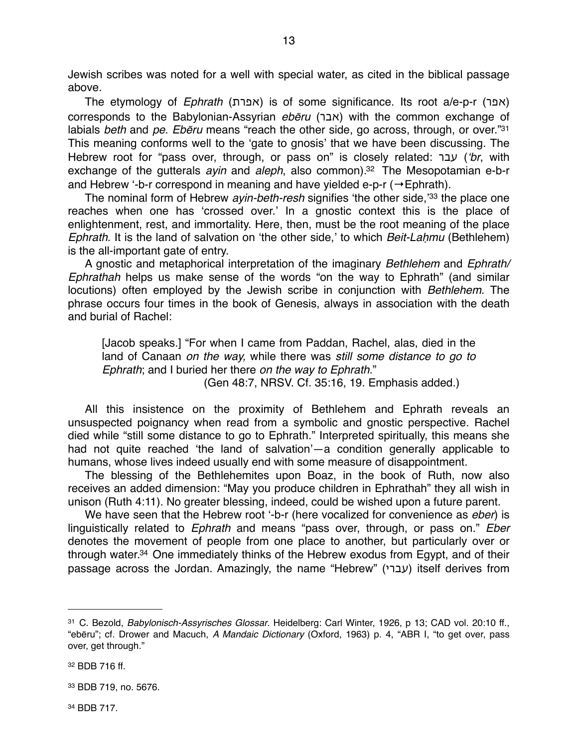Jewish scribes was noted for a well with special water, as cited in the biblical passage above.

The etymology of *Ephrath* (אפרת) is of some significance. Its root a/e-p-r (אפר) corresponds to the Babylonian-Assyrian *ebēru* (אבר) with the common exchange of labials *beth* and *pe*. *Ebēru* means "reach the other side, go across, through, or over."[31] This meaning conforms well to the 'gate to gnosis' that we have been discussing. The Hebrew root for "pass over, through, or pass on" is closely related: עבר (*'br*, with exchange of the gutterals *ayin* and *aleph*, also common).[32] The Mesopotamian e-b-r and Hebrew '-b-r correspond in meaning and have yielded e-p-r (→Ephrath).

The nominal form of Hebrew *ayin-beth-resh* signifies 'the other side,'[33] the place one reaches when one has 'crossed over.' In a gnostic context this is the place of enlightenment, rest, and immortality. Here, then, must be the root meaning of the place *Ephrath*. It is the land of salvation on 'the other side,' to which *Beit-Laḥmu* (Bethlehem) is the all-important gate of entry.

A gnostic and metaphorical interpretation of the imaginary *Bethlehem* and *Ephrath/Ephrathah* helps us make sense of the words "on the way to Ephrath" (and similar locutions) often employed by the Jewish scribe in conjunction with *Bethlehem*. The phrase occurs four times in the book of Genesis, always in association with the death and burial of Rachel:

> [Jacob speaks.] "For when I came from Paddan, Rachel, alas, died in the land of Canaan *on the way,* while there was *still some distance to go to Ephrath*; and I buried her there *on the way to Ephrath*."
>
> (Gen 48:7, NRSV. Cf. 35:16, 19. Emphasis added.)

All this insistence on the proximity of Bethlehem and Ephrath reveals an unsuspected poignancy when read from a symbolic and gnostic perspective. Rachel died while "still some distance to go to Ephrath." Interpreted spiritually, this means she had not quite reached 'the land of salvation'—a condition generally applicable to humans, whose lives indeed usually end with some measure of disappointment.

The blessing of the Bethlehemites upon Boaz, in the book of Ruth, now also receives an added dimension: "May you produce children in Ephrathah" they all wish in unison (Ruth 4:11). No greater blessing, indeed, could be wished upon a future parent.

We have seen that the Hebrew root '-b-r (here vocalized for convenience as *eber*) is linguistically related to *Ephrath* and means "pass over, through, or pass on." *Eber* denotes the movement of people from one place to another, but particularly over or through water.[34] One immediately thinks of the Hebrew exodus from Egypt, and of their passage across the Jordan. Amazingly, the name "Hebrew" (עברי) itself derives from

---

[31] C. Bezold, *Babylonisch-Assyrisches Glossar*. Heidelberg: Carl Winter, 1926, p 13; CAD vol. 20:10 ff., "ebēru"; cf. Drower and Macuch, *A Mandaic Dictionary* (Oxford, 1963) p. 4, "ABR I, "to get over, pass over, get through."

[32] BDB 716 ff.

[33] BDB 719, no. 5676.

[34] BDB 717.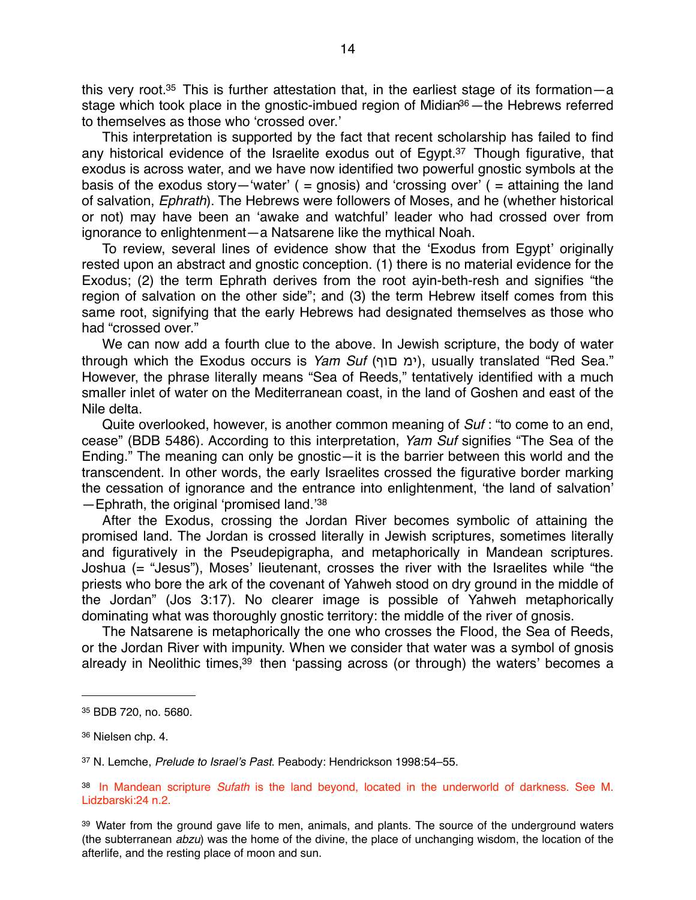this very root.[35] This is further attestation that, in the earliest stage of its formation—a stage which took place in the gnostic-imbued region of Midian[36]—the Hebrews referred to themselves as those who 'crossed over.'

This interpretation is supported by the fact that recent scholarship has failed to find any historical evidence of the Israelite exodus out of Egypt.[37] Though figurative, that exodus is across water, and we have now identified two powerful gnostic symbols at the basis of the exodus story—'water' ( = gnosis) and 'crossing over' ( = attaining the land of salvation, *Ephrath*). The Hebrews were followers of Moses, and he (whether historical or not) may have been an 'awake and watchful' leader who had crossed over from ignorance to enlightenment—a Natsarene like the mythical Noah.

To review, several lines of evidence show that the 'Exodus from Egypt' originally rested upon an abstract and gnostic conception. (1) there is no material evidence for the Exodus; (2) the term Ephrath derives from the root ayin-beth-resh and signifies "the region of salvation on the other side"; and (3) the term Hebrew itself comes from this same root, signifying that the early Hebrews had designated themselves as those who had "crossed over."

We can now add a fourth clue to the above. In Jewish scripture, the body of water through which the Exodus occurs is *Yam Suf* (ימ סוף), usually translated "Red Sea." However, the phrase literally means "Sea of Reeds," tentatively identified with a much smaller inlet of water on the Mediterranean coast, in the land of Goshen and east of the Nile delta.

Quite overlooked, however, is another common meaning of *Suf* : "to come to an end, cease" (BDB 5486). According to this interpretation, *Yam Suf* signifies "The Sea of the Ending." The meaning can only be gnostic—it is the barrier between this world and the transcendent. In other words, the early Israelites crossed the figurative border marking the cessation of ignorance and the entrance into enlightenment, 'the land of salvation'—Ephrath, the original 'promised land.'[38]

After the Exodus, crossing the Jordan River becomes symbolic of attaining the promised land. The Jordan is crossed literally in Jewish scriptures, sometimes literally and figuratively in the Pseudepigrapha, and metaphorically in Mandean scriptures. Joshua (= "Jesus"), Moses' lieutenant, crosses the river with the Israelites while "the priests who bore the ark of the covenant of Yahweh stood on dry ground in the middle of the Jordan" (Jos 3:17). No clearer image is possible of Yahweh metaphorically dominating what was thoroughly gnostic territory: the middle of the river of gnosis.

The Natsarene is metaphorically the one who crosses the Flood, the Sea of Reeds, or the Jordan River with impunity. When we consider that water was a symbol of gnosis already in Neolithic times,[39] then 'passing across (or through) the waters' becomes a

---

[35] BDB 720, no. 5680.

[36] Nielsen chp. 4.

[37] N. Lemche, *Prelude to Israel's Past*. Peabody: Hendrickson 1998:54–55.

[38] In Mandean scripture *Sufath* is the land beyond, located in the underworld of darkness. See M. Lidzbarski:24 n.2.

[39] Water from the ground gave life to men, animals, and plants. The source of the underground waters (the subterranean *abzu*) was the home of the divine, the place of unchanging wisdom, the location of the afterlife, and the resting place of moon and sun.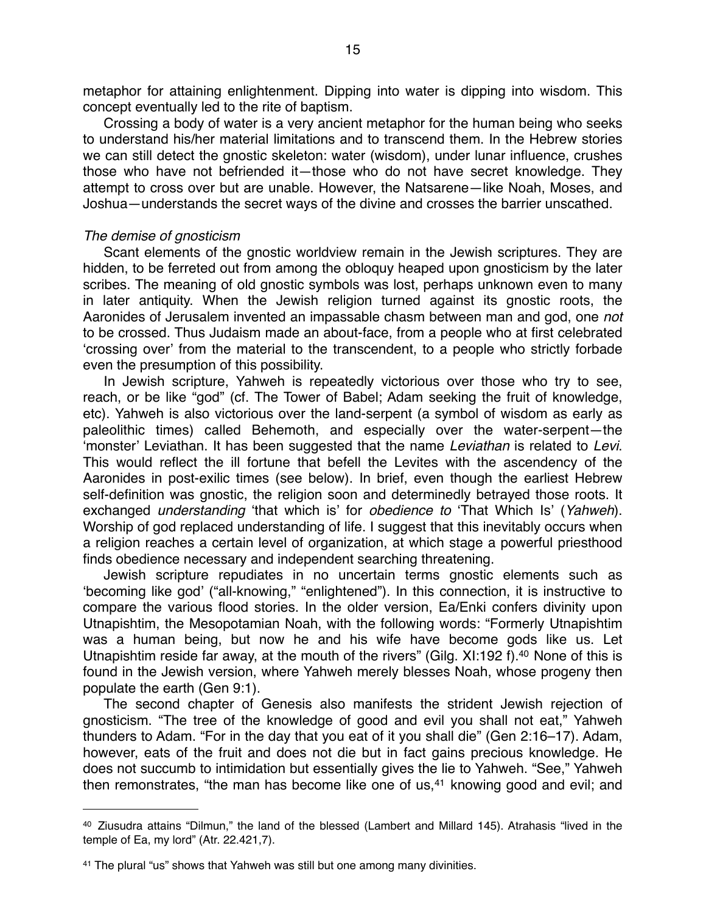metaphor for attaining enlightenment. Dipping into water is dipping into wisdom. This concept eventually led to the rite of baptism.

Crossing a body of water is a very ancient metaphor for the human being who seeks to understand his/her material limitations and to transcend them. In the Hebrew stories we can still detect the gnostic skeleton: water (wisdom), under lunar influence, crushes those who have not befriended it—those who do not have secret knowledge. They attempt to cross over but are unable. However, the Natsarene—like Noah, Moses, and Joshua—understands the secret ways of the divine and crosses the barrier unscathed.

*The demise of gnosticism*

Scant elements of the gnostic worldview remain in the Jewish scriptures. They are hidden, to be ferreted out from among the obloquy heaped upon gnosticism by the later scribes. The meaning of old gnostic symbols was lost, perhaps unknown even to many in later antiquity. When the Jewish religion turned against its gnostic roots, the Aaronides of Jerusalem invented an impassable chasm between man and god, one *not* to be crossed. Thus Judaism made an about-face, from a people who at first celebrated 'crossing over' from the material to the transcendent, to a people who strictly forbade even the presumption of this possibility.

In Jewish scripture, Yahweh is repeatedly victorious over those who try to see, reach, or be like "god" (cf. The Tower of Babel; Adam seeking the fruit of knowledge, etc). Yahweh is also victorious over the land-serpent (a symbol of wisdom as early as paleolithic times) called Behemoth, and especially over the water-serpent—the 'monster' Leviathan. It has been suggested that the name *Leviathan* is related to *Levi*. This would reflect the ill fortune that befell the Levites with the ascendency of the Aaronides in post-exilic times (see below). In brief, even though the earliest Hebrew self-definition was gnostic, the religion soon and determinedly betrayed those roots. It exchanged *understanding* 'that which is' for *obedience to* 'That Which Is' (*Yahweh*). Worship of god replaced understanding of life. I suggest that this inevitably occurs when a religion reaches a certain level of organization, at which stage a powerful priesthood finds obedience necessary and independent searching threatening.

Jewish scripture repudiates in no uncertain terms gnostic elements such as 'becoming like god' ("all-knowing," "enlightened"). In this connection, it is instructive to compare the various flood stories. In the older version, Ea/Enki confers divinity upon Utnapishtim, the Mesopotamian Noah, with the following words: "Formerly Utnapishtim was a human being, but now he and his wife have become gods like us. Let Utnapishtim reside far away, at the mouth of the rivers" (Gilg. XI:192 f).[40] None of this is found in the Jewish version, where Yahweh merely blesses Noah, whose progeny then populate the earth (Gen 9:1).

The second chapter of Genesis also manifests the strident Jewish rejection of gnosticism. "The tree of the knowledge of good and evil you shall not eat," Yahweh thunders to Adam. "For in the day that you eat of it you shall die" (Gen 2:16–17). Adam, however, eats of the fruit and does not die but in fact gains precious knowledge. He does not succumb to intimidation but essentially gives the lie to Yahweh. "See," Yahweh then remonstrates, "the man has become like one of us,[41] knowing good and evil; and

---

[40] Ziusudra attains "Dilmun," the land of the blessed (Lambert and Millard 145). Atrahasis "lived in the temple of Ea, my lord" (Atr. 22.421,7).

[41] The plural "us" shows that Yahweh was still but one among many divinities.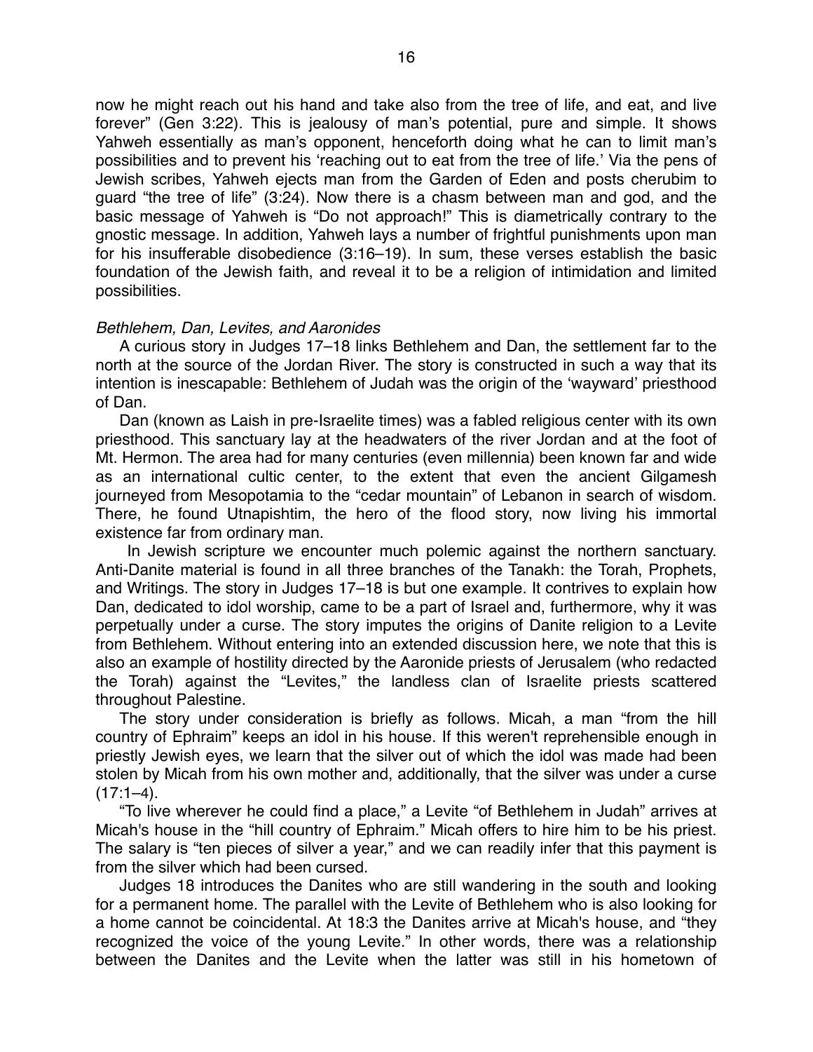now he might reach out his hand and take also from the tree of life, and eat, and live forever" (Gen 3:22). This is jealousy of man's potential, pure and simple. It shows Yahweh essentially as man's opponent, henceforth doing what he can to limit man's possibilities and to prevent his 'reaching out to eat from the tree of life.' Via the pens of Jewish scribes, Yahweh ejects man from the Garden of Eden and posts cherubim to guard "the tree of life" (3:24). Now there is a chasm between man and god, and the basic message of Yahweh is "Do not approach!" This is diametrically contrary to the gnostic message. In addition, Yahweh lays a number of frightful punishments upon man for his insufferable disobedience (3:16–19). In sum, these verses establish the basic foundation of the Jewish faith, and reveal it to be a religion of intimidation and limited possibilities.

*Bethlehem, Dan, Levites, and Aaronides*

A curious story in Judges 17–18 links Bethlehem and Dan, the settlement far to the north at the source of the Jordan River. The story is constructed in such a way that its intention is inescapable: Bethlehem of Judah was the origin of the 'wayward' priesthood of Dan.

Dan (known as Laish in pre-Israelite times) was a fabled religious center with its own priesthood. This sanctuary lay at the headwaters of the river Jordan and at the foot of Mt. Hermon. The area had for many centuries (even millennia) been known far and wide as an international cultic center, to the extent that even the ancient Gilgamesh journeyed from Mesopotamia to the "cedar mountain" of Lebanon in search of wisdom. There, he found Utnapishtim, the hero of the flood story, now living his immortal existence far from ordinary man.

In Jewish scripture we encounter much polemic against the northern sanctuary. Anti-Danite material is found in all three branches of the Tanakh: the Torah, Prophets, and Writings. The story in Judges 17–18 is but one example. It contrives to explain how Dan, dedicated to idol worship, came to be a part of Israel and, furthermore, why it was perpetually under a curse. The story imputes the origins of Danite religion to a Levite from Bethlehem. Without entering into an extended discussion here, we note that this is also an example of hostility directed by the Aaronide priests of Jerusalem (who redacted the Torah) against the "Levites," the landless clan of Israelite priests scattered throughout Palestine.

The story under consideration is briefly as follows. Micah, a man "from the hill country of Ephraim" keeps an idol in his house. If this weren't reprehensible enough in priestly Jewish eyes, we learn that the silver out of which the idol was made had been stolen by Micah from his own mother and, additionally, that the silver was under a curse (17:1–4).

"To live wherever he could find a place," a Levite "of Bethlehem in Judah" arrives at Micah's house in the "hill country of Ephraim." Micah offers to hire him to be his priest. The salary is "ten pieces of silver a year," and we can readily infer that this payment is from the silver which had been cursed.

Judges 18 introduces the Danites who are still wandering in the south and looking for a permanent home. The parallel with the Levite of Bethlehem who is also looking for a home cannot be coincidental. At 18:3 the Danites arrive at Micah's house, and "they recognized the voice of the young Levite." In other words, there was a relationship between the Danites and the Levite when the latter was still in his hometown of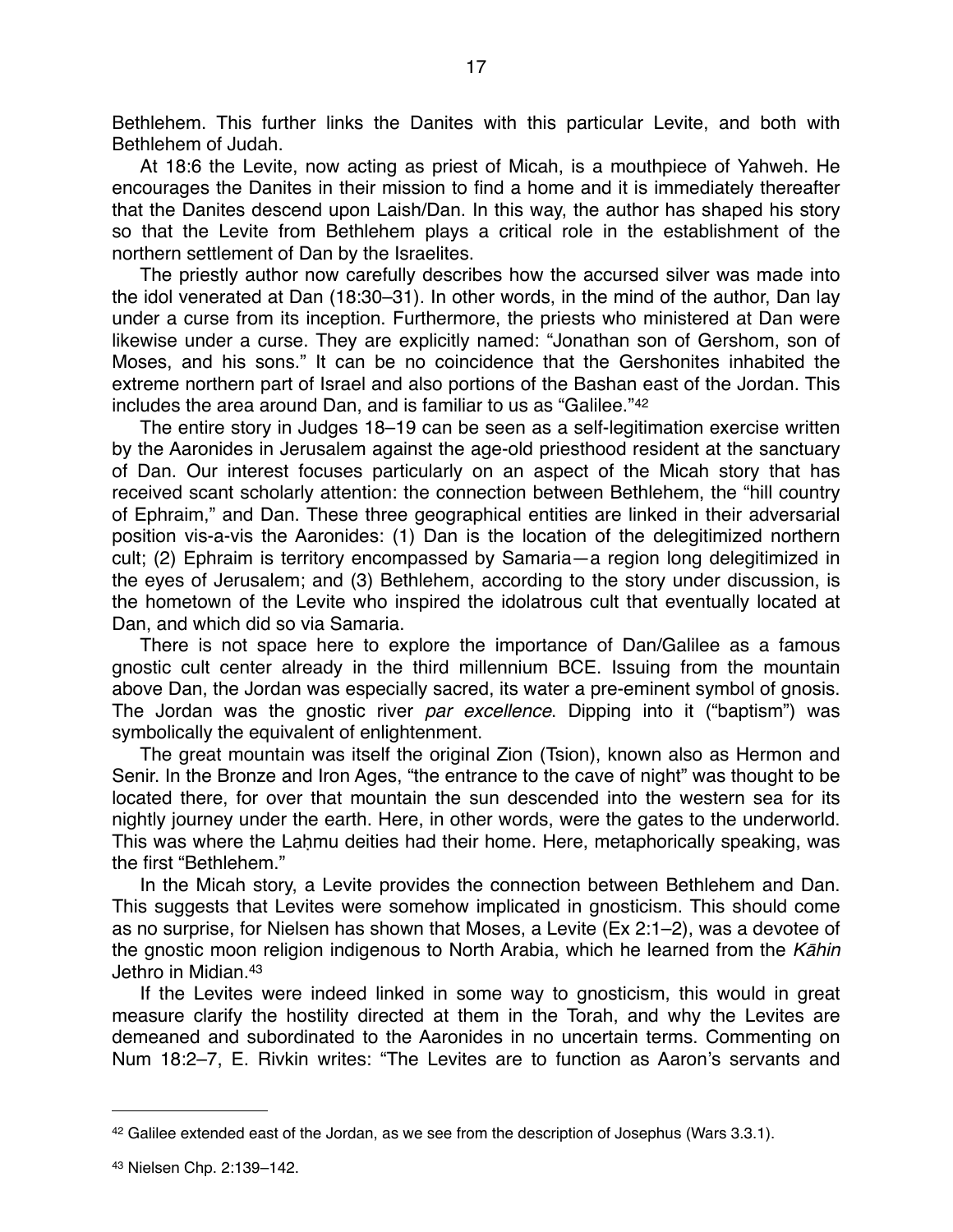Bethlehem. This further links the Danites with this particular Levite, and both with Bethlehem of Judah.

At 18:6 the Levite, now acting as priest of Micah, is a mouthpiece of Yahweh. He encourages the Danites in their mission to find a home and it is immediately thereafter that the Danites descend upon Laish/Dan. In this way, the author has shaped his story so that the Levite from Bethlehem plays a critical role in the establishment of the northern settlement of Dan by the Israelites.

The priestly author now carefully describes how the accursed silver was made into the idol venerated at Dan (18:30–31). In other words, in the mind of the author, Dan lay under a curse from its inception. Furthermore, the priests who ministered at Dan were likewise under a curse. They are explicitly named: "Jonathan son of Gershom, son of Moses, and his sons." It can be no coincidence that the Gershonites inhabited the extreme northern part of Israel and also portions of the Bashan east of the Jordan. This includes the area around Dan, and is familiar to us as "Galilee."[42]

The entire story in Judges 18–19 can be seen as a self-legitimation exercise written by the Aaronides in Jerusalem against the age-old priesthood resident at the sanctuary of Dan. Our interest focuses particularly on an aspect of the Micah story that has received scant scholarly attention: the connection between Bethlehem, the "hill country of Ephraim," and Dan. These three geographical entities are linked in their adversarial position vis-a-vis the Aaronides: (1) Dan is the location of the delegitimized northern cult; (2) Ephraim is territory encompassed by Samaria—a region long delegitimized in the eyes of Jerusalem; and (3) Bethlehem, according to the story under discussion, is the hometown of the Levite who inspired the idolatrous cult that eventually located at Dan, and which did so via Samaria.

There is not space here to explore the importance of Dan/Galilee as a famous gnostic cult center already in the third millennium BCE. Issuing from the mountain above Dan, the Jordan was especially sacred, its water a pre-eminent symbol of gnosis. The Jordan was the gnostic river *par excellence*. Dipping into it ("baptism") was symbolically the equivalent of enlightenment.

The great mountain was itself the original Zion (Tsion), known also as Hermon and Senir. In the Bronze and Iron Ages, "the entrance to the cave of night" was thought to be located there, for over that mountain the sun descended into the western sea for its nightly journey under the earth. Here, in other words, were the gates to the underworld. This was where the Laḥmu deities had their home. Here, metaphorically speaking, was the first "Bethlehem."

In the Micah story, a Levite provides the connection between Bethlehem and Dan. This suggests that Levites were somehow implicated in gnosticism. This should come as no surprise, for Nielsen has shown that Moses, a Levite (Ex 2:1–2), was a devotee of the gnostic moon religion indigenous to North Arabia, which he learned from the *Kāhin* Jethro in Midian.[43]

If the Levites were indeed linked in some way to gnosticism, this would in great measure clarify the hostility directed at them in the Torah, and why the Levites are demeaned and subordinated to the Aaronides in no uncertain terms. Commenting on Num 18:2–7, E. Rivkin writes: "The Levites are to function as Aaron's servants and

---

[42] Galilee extended east of the Jordan, as we see from the description of Josephus (Wars 3.3.1).

[43] Nielsen Chp. 2:139–142.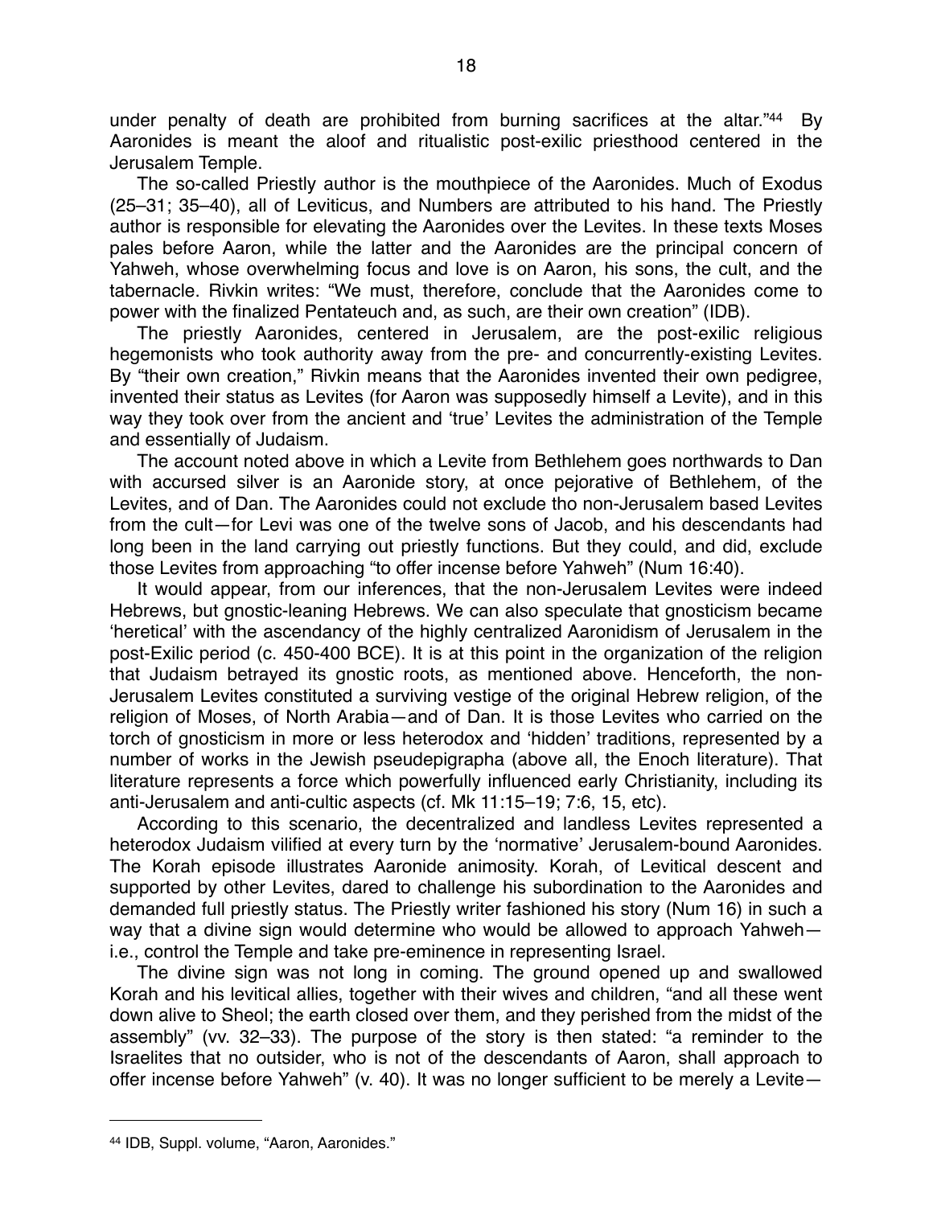under penalty of death are prohibited from burning sacrifices at the altar."[44] By Aaronides is meant the aloof and ritualistic post-exilic priesthood centered in the Jerusalem Temple.

The so-called Priestly author is the mouthpiece of the Aaronides. Much of Exodus (25–31; 35–40), all of Leviticus, and Numbers are attributed to his hand. The Priestly author is responsible for elevating the Aaronides over the Levites. In these texts Moses pales before Aaron, while the latter and the Aaronides are the principal concern of Yahweh, whose overwhelming focus and love is on Aaron, his sons, the cult, and the tabernacle. Rivkin writes: "We must, therefore, conclude that the Aaronides come to power with the finalized Pentateuch and, as such, are their own creation" (IDB).

The priestly Aaronides, centered in Jerusalem, are the post-exilic religious hegemonists who took authority away from the pre- and concurrently-existing Levites. By "their own creation," Rivkin means that the Aaronides invented their own pedigree, invented their status as Levites (for Aaron was supposedly himself a Levite), and in this way they took over from the ancient and 'true' Levites the administration of the Temple and essentially of Judaism.

The account noted above in which a Levite from Bethlehem goes northwards to Dan with accursed silver is an Aaronide story, at once pejorative of Bethlehem, of the Levites, and of Dan. The Aaronides could not exclude tho non-Jerusalem based Levites from the cult—for Levi was one of the twelve sons of Jacob, and his descendants had long been in the land carrying out priestly functions. But they could, and did, exclude those Levites from approaching "to offer incense before Yahweh" (Num 16:40).

It would appear, from our inferences, that the non-Jerusalem Levites were indeed Hebrews, but gnostic-leaning Hebrews. We can also speculate that gnosticism became 'heretical' with the ascendancy of the highly centralized Aaronidism of Jerusalem in the post-Exilic period (c. 450-400 BCE). It is at this point in the organization of the religion that Judaism betrayed its gnostic roots, as mentioned above. Henceforth, the non-Jerusalem Levites constituted a surviving vestige of the original Hebrew religion, of the religion of Moses, of North Arabia—and of Dan. It is those Levites who carried on the torch of gnosticism in more or less heterodox and 'hidden' traditions, represented by a number of works in the Jewish pseudepigrapha (above all, the Enoch literature). That literature represents a force which powerfully influenced early Christianity, including its anti-Jerusalem and anti-cultic aspects (cf. Mk 11:15–19; 7:6, 15, etc).

According to this scenario, the decentralized and landless Levites represented a heterodox Judaism vilified at every turn by the 'normative' Jerusalem-bound Aaronides. The Korah episode illustrates Aaronide animosity. Korah, of Levitical descent and supported by other Levites, dared to challenge his subordination to the Aaronides and demanded full priestly status. The Priestly writer fashioned his story (Num 16) in such a way that a divine sign would determine who would be allowed to approach Yahweh—i.e., control the Temple and take pre-eminence in representing Israel.

The divine sign was not long in coming. The ground opened up and swallowed Korah and his levitical allies, together with their wives and children, "and all these went down alive to Sheol; the earth closed over them, and they perished from the midst of the assembly" (vv. 32–33). The purpose of the story is then stated: "a reminder to the Israelites that no outsider, who is not of the descendants of Aaron, shall approach to offer incense before Yahweh" (v. 40). It was no longer sufficient to be merely a Levite—

---

[44] IDB, Suppl. volume, "Aaron, Aaronides."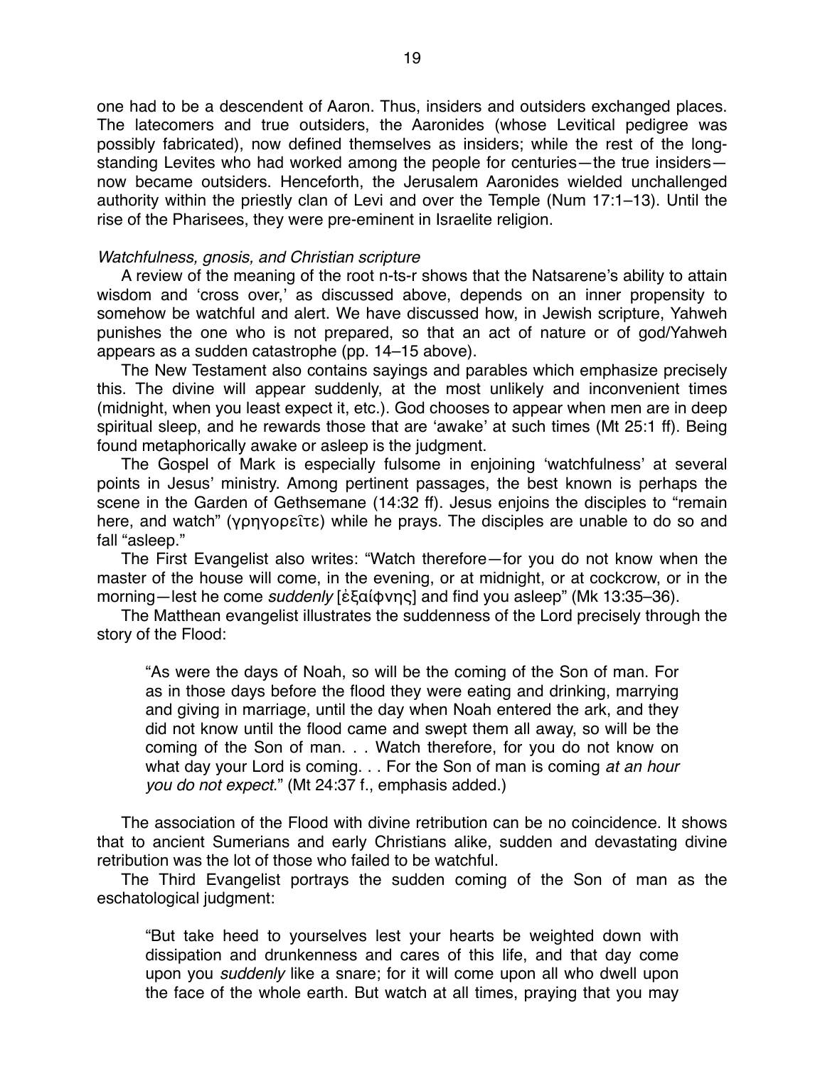one had to be a descendent of Aaron. Thus, insiders and outsiders exchanged places. The latecomers and true outsiders, the Aaronides (whose Levitical pedigree was possibly fabricated), now defined themselves as insiders; while the rest of the long-standing Levites who had worked among the people for centuries—the true insiders—now became outsiders. Henceforth, the Jerusalem Aaronides wielded unchallenged authority within the priestly clan of Levi and over the Temple (Num 17:1–13). Until the rise of the Pharisees, they were pre-eminent in Israelite religion.

*Watchfulness, gnosis, and Christian scripture*

A review of the meaning of the root n-ts-r shows that the Natsarene's ability to attain wisdom and 'cross over,' as discussed above, depends on an inner propensity to somehow be watchful and alert. We have discussed how, in Jewish scripture, Yahweh punishes the one who is not prepared, so that an act of nature or of god/Yahweh appears as a sudden catastrophe (pp. 14–15 above).

The New Testament also contains sayings and parables which emphasize precisely this. The divine will appear suddenly, at the most unlikely and inconvenient times (midnight, when you least expect it, etc.). God chooses to appear when men are in deep spiritual sleep, and he rewards those that are 'awake' at such times (Mt 25:1 ff). Being found metaphorically awake or asleep is the judgment.

The Gospel of Mark is especially fulsome in enjoining 'watchfulness' at several points in Jesus' ministry. Among pertinent passages, the best known is perhaps the scene in the Garden of Gethsemane (14:32 ff). Jesus enjoins the disciples to "remain here, and watch" (γρηγορεῖτε) while he prays. The disciples are unable to do so and fall "asleep."

The First Evangelist also writes: "Watch therefore—for you do not know when the master of the house will come, in the evening, or at midnight, or at cockcrow, or in the morning—lest he come *suddenly* [ἐξαίφνης] and find you asleep" (Mk 13:35–36).

The Matthean evangelist illustrates the suddenness of the Lord precisely through the story of the Flood:

> "As were the days of Noah, so will be the coming of the Son of man. For as in those days before the flood they were eating and drinking, marrying and giving in marriage, until the day when Noah entered the ark, and they did not know until the flood came and swept them all away, so will be the coming of the Son of man. . . Watch therefore, for you do not know on what day your Lord is coming. . . For the Son of man is coming *at an hour you do not expect.*" (Mt 24:37 f., emphasis added.)

The association of the Flood with divine retribution can be no coincidence. It shows that to ancient Sumerians and early Christians alike, sudden and devastating divine retribution was the lot of those who failed to be watchful.

The Third Evangelist portrays the sudden coming of the Son of man as the eschatological judgment:

> "But take heed to yourselves lest your hearts be weighted down with dissipation and drunkenness and cares of this life, and that day come upon you *suddenly* like a snare; for it will come upon all who dwell upon the face of the whole earth. But watch at all times, praying that you may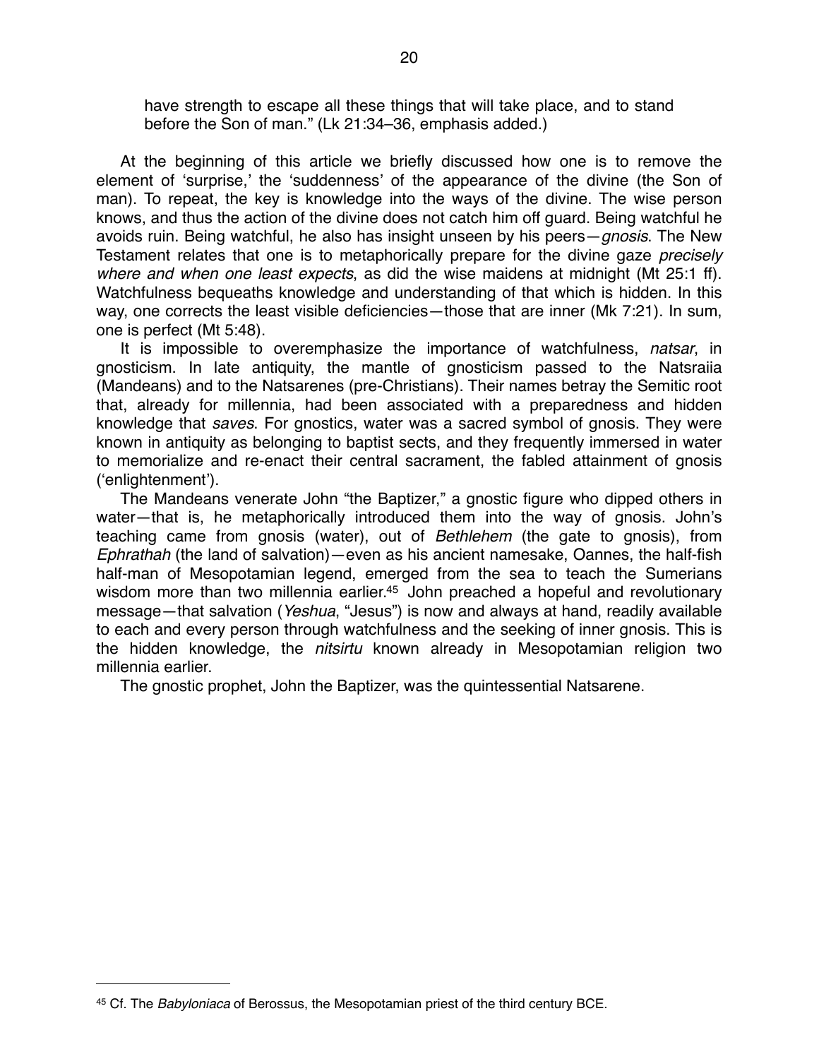have strength to escape all these things that will take place, and to stand before the Son of man." (Lk 21:34–36, emphasis added.)

At the beginning of this article we briefly discussed how one is to remove the element of 'surprise,' the 'suddenness' of the appearance of the divine (the Son of man). To repeat, the key is knowledge into the ways of the divine. The wise person knows, and thus the action of the divine does not catch him off guard. Being watchful he avoids ruin. Being watchful, he also has insight unseen by his peers—*gnosis*. The New Testament relates that one is to metaphorically prepare for the divine gaze *precisely where and when one least expects*, as did the wise maidens at midnight (Mt 25:1 ff). Watchfulness bequeaths knowledge and understanding of that which is hidden. In this way, one corrects the least visible deficiencies—those that are inner (Mk 7:21). In sum, one is perfect (Mt 5:48).

It is impossible to overemphasize the importance of watchfulness, *natsar*, in gnosticism. In late antiquity, the mantle of gnosticism passed to the Natsraiia (Mandeans) and to the Natsarenes (pre-Christians). Their names betray the Semitic root that, already for millennia, had been associated with a preparedness and hidden knowledge that *saves*. For gnostics, water was a sacred symbol of gnosis. They were known in antiquity as belonging to baptist sects, and they frequently immersed in water to memorialize and re-enact their central sacrament, the fabled attainment of gnosis ('enlightenment').

The Mandeans venerate John "the Baptizer," a gnostic figure who dipped others in water—that is, he metaphorically introduced them into the way of gnosis. John's teaching came from gnosis (water), out of *Bethlehem* (the gate to gnosis), from *Ephrathah* (the land of salvation)—even as his ancient namesake, Oannes, the half-fish half-man of Mesopotamian legend, emerged from the sea to teach the Sumerians wisdom more than two millennia earlier.[45] John preached a hopeful and revolutionary message—that salvation (*Yeshua*, "Jesus") is now and always at hand, readily available to each and every person through watchfulness and the seeking of inner gnosis. This is the hidden knowledge, the *nitsirtu* known already in Mesopotamian religion two millennia earlier.

The gnostic prophet, John the Baptizer, was the quintessential Natsarene.

---

[45] Cf. The *Babyloniaca* of Berossus, the Mesopotamian priest of the third century BCE.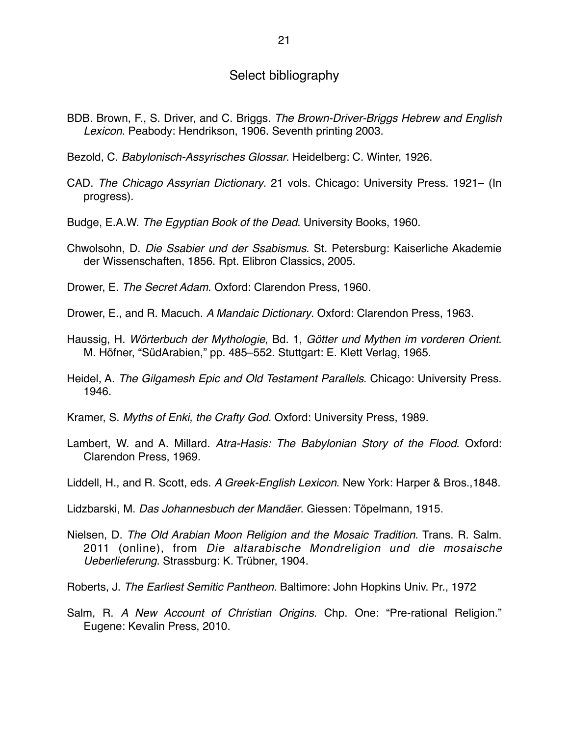## Select bibliography

BDB. Brown, F., S. Driver, and C. Briggs. *The Brown-Driver-Briggs Hebrew and English Lexicon*. Peabody: Hendrikson, 1906. Seventh printing 2003.

Bezold, C. *Babylonisch-Assyrisches Glossar*. Heidelberg: C. Winter, 1926.

CAD. *The Chicago Assyrian Dictionary*. 21 vols. Chicago: University Press. 1921– (In progress).

Budge, E.A.W. *The Egyptian Book of the Dead*. University Books, 1960.

Chwolsohn, D. *Die Ssabier und der Ssabismus*. St. Petersburg: Kaiserliche Akademie der Wissenschaften, 1856. Rpt. Elibron Classics, 2005.

Drower, E. *The Secret Adam*. Oxford: Clarendon Press, 1960.

Drower, E., and R. Macuch. *A Mandaic Dictionary*. Oxford: Clarendon Press, 1963.

Haussig, H. *Wörterbuch der Mythologie*, Bd. 1, *Götter und Mythen im vorderen Orient*. M. Höfner, "SüdArabien," pp. 485–552. Stuttgart: E. Klett Verlag, 1965.

Heidel, A. *The Gilgamesh Epic and Old Testament Parallels*. Chicago: University Press. 1946.

Kramer, S. *Myths of Enki, the Crafty God.* Oxford: University Press, 1989.

Lambert, W. and A. Millard. *Atra-Hasis: The Babylonian Story of the Flood*. Oxford: Clarendon Press, 1969.

Liddell, H., and R. Scott, eds. *A Greek-English Lexicon*. New York: Harper & Bros.,1848.

Lidzbarski, M. *Das Johannesbuch der Mandäer*. Giessen: Töpelmann, 1915.

Nielsen, D. *The Old Arabian Moon Religion and the Mosaic Tradition*. Trans. R. Salm. 2011 (online), from *Die altarabische Mondreligion und die mosaische Ueberlieferung*. Strassburg: K. Trübner, 1904.

Roberts, J. *The Earliest Semitic Pantheon*. Baltimore: John Hopkins Univ. Pr., 1972

Salm, R. *A New Account of Christian Origins.* Chp. One: "Pre-rational Religion." Eugene: Kevalin Press, 2010.